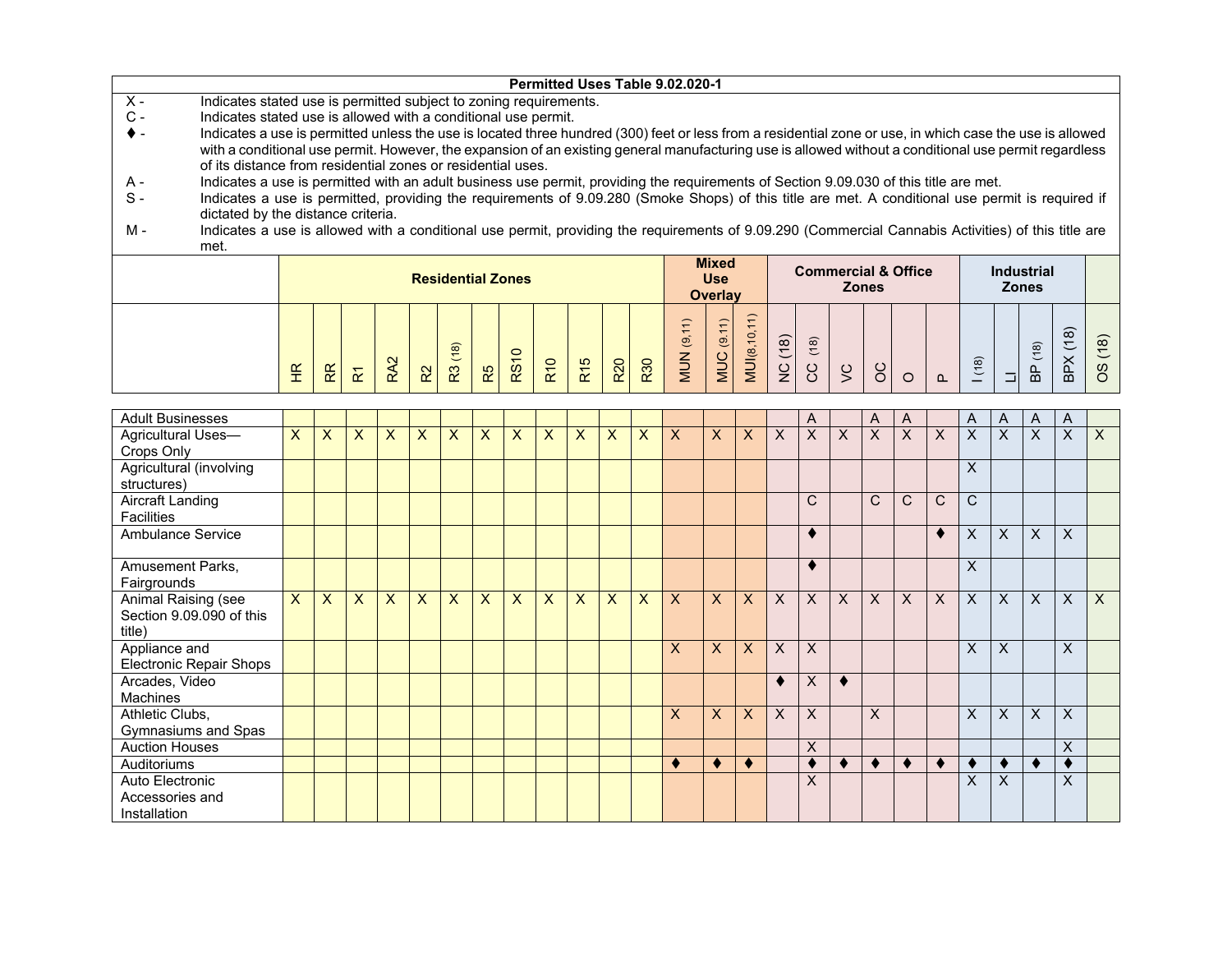**Permitted Uses Table 9.02.020-1**

X - Indicates stated use is permitted subject to zoning requirements.

C - Indicates stated use is allowed with a conditional use permit.

♦ - Indicates a use is permitted unless the use is located three hundred (300) feet or less from a residential zone or use, in which case the use is allowed with a conditional use permit. However, the expansion of an existing general manufacturing use is allowed without a conditional use permit regardless of its distance from residential zones or residential uses.

A - Indicates a use is permitted with an adult business use permit, providing the requirements of Section 9.09.030 of this title are met.

S - Indicates a use is permitted, providing the requirements of 9.09.280 (Smoke Shops) of this title are met. A conditional use permit is required if dictated by the distance criteria.

M - Indicates a use is allowed with a conditional use permit, providing the requirements of 9.09.290 (Commercial Cannabis Activities) of this title are met.

| | Residential Zones | | | | | | | | | | | | Mixed Use Overlay | | | Commercial & Office Zones | | | | | | Industrial Zones | | | | |
|---|---|---|---|---|---|---|---|---|---|---|---|---|---|---|---|---|---|---|---|---|---|---|---|---|---|---|
| | HR | RR | R1 | RA2 | R2 | R3 (18) | R5 | RS10 | R10 | R15 | R20 | R30 | MUN (9,11) | MUC (9,11) | MUI (8,10,11) | NC (18) | CC (18) | VC | OC | O | P | I (18) | LI | BP (18) | BPX (18) | OS (18) |
| Adult Businesses | | | | | | | | | | | | | | | | | A | | A | A | | A | A | A | A | |
| Agricultural Uses—Crops Only | X | X | X | X | X | X | X | X | X | X | X | X | X | X | X | X | X | X | X | X | X | X | X | X | X | X |
| Agricultural (involving structures) | | | | | | | | | | | | | | | | | | | | | | X | | | | |
| Aircraft Landing Facilities | | | | | | | | | | | | | | | | | C | | C | C | C | C | | | | |
| Ambulance Service | | | | | | | | | | | | | | | | | ♦ | | | | ♦ | X | X | X | X | |
| Amusement Parks, Fairgrounds | | | | | | | | | | | | | | | | | ♦ | | | | | X | | | | |
| Animal Raising (see Section 9.09.090 of this title) | X | X | X | X | X | X | X | X | X | X | X | X | X | X | X | X | X | X | X | X | X | X | X | X | X | X |
| Appliance and Electronic Repair Shops | | | | | | | | | | | | | X | X | X | X | X | | | | | X | X | | X | |
| Arcades, Video Machines | | | | | | | | | | | | | | | | ♦ | X | ♦ | | | | | | | | |
| Athletic Clubs, Gymnasiums and Spas | | | | | | | | | | | | | X | X | X | X | X | | X | | | X | X | X | X | |
| Auction Houses | | | | | | | | | | | | | | | | | X | | | | | | | | X | |
| Auditoriums | | | | | | | | | | | | | ♦ | ♦ | ♦ | | ♦ | ♦ | ♦ | ♦ | ♦ | ♦ | ♦ | ♦ | ♦ | |
| Auto Electronic Accessories and Installation | | | | | | | | | | | | | | | | | X | | | | | X | X | | X | |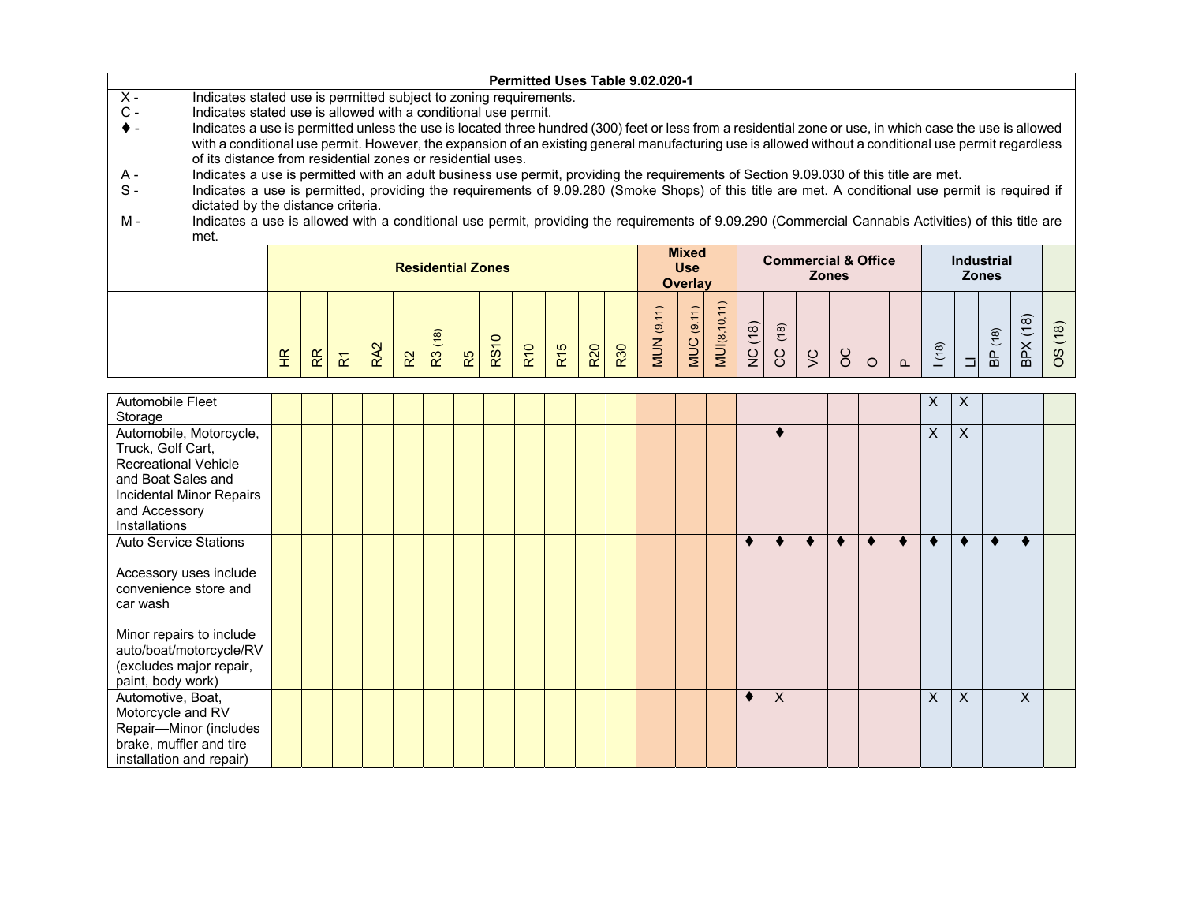**Permitted Uses Table 9.02.020-1**

X - Indicates stated use is permitted subject to zoning requirements.

C - Indicates stated use is allowed with a conditional use permit.

♦ - Indicates a use is permitted unless the use is located three hundred (300) feet or less from a residential zone or use, in which case the use is allowed with a conditional use permit. However, the expansion of an existing general manufacturing use is allowed without a conditional use permit regardless of its distance from residential zones or residential uses.

A - Indicates a use is permitted with an adult business use permit, providing the requirements of Section 9.09.030 of this title are met.

S - Indicates a use is permitted, providing the requirements of 9.09.280 (Smoke Shops) of this title are met. A conditional use permit is required if dictated by the distance criteria.

M - Indicates a use is allowed with a conditional use permit, providing the requirements of 9.09.290 (Commercial Cannabis Activities) of this title are met.

| | Residential Zones | | | | | | | | | | | | Mixed Use Overlay | | | Commercial & Office Zones | | | | | | Industrial Zones | | | | |
|---|---|---|---|---|---|---|---|---|---|---|---|---|---|---|---|---|---|---|---|---|---|---|---|---|---|---|
| | HR | RR | R1 | RA2 | R2 | R3 (18) | R5 | RS10 | R10 | R15 | R20 | R30 | MUN (9,11) | MUC (9,11) | MUI (8,10,11) | NC (18) | CC (18) | VC | OC | O | P | I (18) | LI | BP (18) | BPX (18) | OS (18) |
| Automobile Fleet Storage | | | | | | | | | | | | | | | | | | | | | | X | X | | | |
| Automobile, Motorcycle, Truck, Golf Cart, Recreational Vehicle and Boat Sales and Incidental Minor Repairs and Accessory Installations | | | | | | | | | | | | | | | | | ♦ | | | | | X | X | | | |
| Auto Service Stations<br><br>Accessory uses include convenience store and car wash<br><br>Minor repairs to include auto/boat/motorcycle/RV (excludes major repair, paint, body work) | | | | | | | | | | | | | | | | ♦ | ♦ | ♦ | ♦ | ♦ | ♦ | ♦ | ♦ | ♦ | ♦ | |
| Automotive, Boat, Motorcycle and RV Repair—Minor (includes brake, muffler and tire installation and repair) | | | | | | | | | | | | | | | | ♦ | X | | | | | X | X | | X | |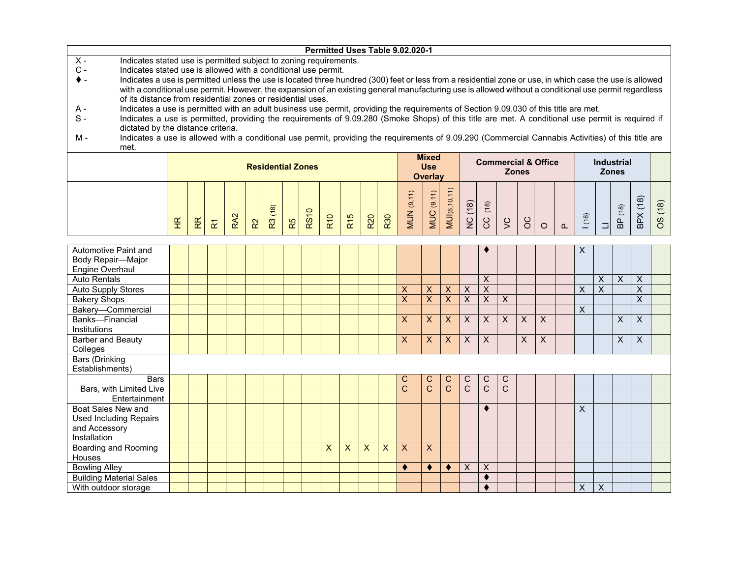**Permitted Uses Table 9.02.020-1**

| | |
|---|---|
| X - | Indicates stated use is permitted subject to zoning requirements. |
| C - | Indicates stated use is allowed with a conditional use permit. |
| ♦ - | Indicates a use is permitted unless the use is located three hundred (300) feet or less from a residential zone or use, in which case the use is allowed with a conditional use permit. However, the expansion of an existing general manufacturing use is allowed without a conditional use permit regardless of its distance from residential zones or residential uses. |
| A - | Indicates a use is permitted with an adult business use permit, providing the requirements of Section 9.09.030 of this title are met. |
| S - | Indicates a use is permitted, providing the requirements of 9.09.280 (Smoke Shops) of this title are met. A conditional use permit is required if dictated by the distance criteria. |
| M - | Indicates a use is allowed with a conditional use permit, providing the requirements of 9.09.290 (Commercial Cannabis Activities) of this title are met. |

| | Residential Zones | | | | | | | | | | | | Mixed Use Overlay | | | Commercial & Office Zones | | | | | | Industrial Zones | | | | |
|---|---|---|---|---|---|---|---|---|---|---|---|---|---|---|---|---|---|---|---|---|---|---|---|---|---|---|
| | HR | RR | R1 | RA2 | R2 | R3 (18) | R5 | RS10 | R10 | R15 | R20 | R30 | MUN (9,11) | MUC (9,11) | MUI (8,10,11) | NC (18) | CC (18) | VC | OC | O | P | I (18) | LI | BP (18) | BPX (18) | OS (18) |
| Automotive Paint and Body Repair—Major Engine Overhaul | | | | | | | | | | | | | | | | | ♦ | | | | | X | | | | |
| Auto Rentals | | | | | | | | | | | | | | | | | X | | | | | | X | X | X | |
| Auto Supply Stores | | | | | | | | | | | | | X | X | X | X | X | | | | | X | X | | X | |
| Bakery Shops | | | | | | | | | | | | | X | X | X | X | X | X | | | | | | | X | |
| Bakery—Commercial | | | | | | | | | | | | | | | | | | | | | | X | | | | |
| Banks—Financial Institutions | | | | | | | | | | | | | X | X | X | X | X | X | X | X | | | | X | X | |
| Barber and Beauty Colleges | | | | | | | | | | | | | X | X | X | X | X | | X | X | | | | X | X | |
| Bars (Drinking Establishments) | | | | | | | | | | | | | | | | | | | | | | | | | | |
| Bars | | | | | | | | | | | | | C | C | C | C | C | C | | | | | | | | |
| Bars, with Limited Live Entertainment | | | | | | | | | | | | | C | C | C | C | C | C | | | | | | | | |
| Boat Sales New and Used Including Repairs and Accessory Installation | | | | | | | | | | | | | | | | | ♦ | | | | | X | | | | |
| Boarding and Rooming Houses | | | | | | | | | X | X | X | X | X | X | | | | | | | | | | | | |
| Bowling Alley | | | | | | | | | | | | | ♦ | ♦ | ♦ | X | X | | | | | | | | | |
| Building Material Sales | | | | | | | | | | | | | | | | | ♦ | | | | | | | | | |
| With outdoor storage | | | | | | | | | | | | | | | | | ♦ | | | | | X | X | | | |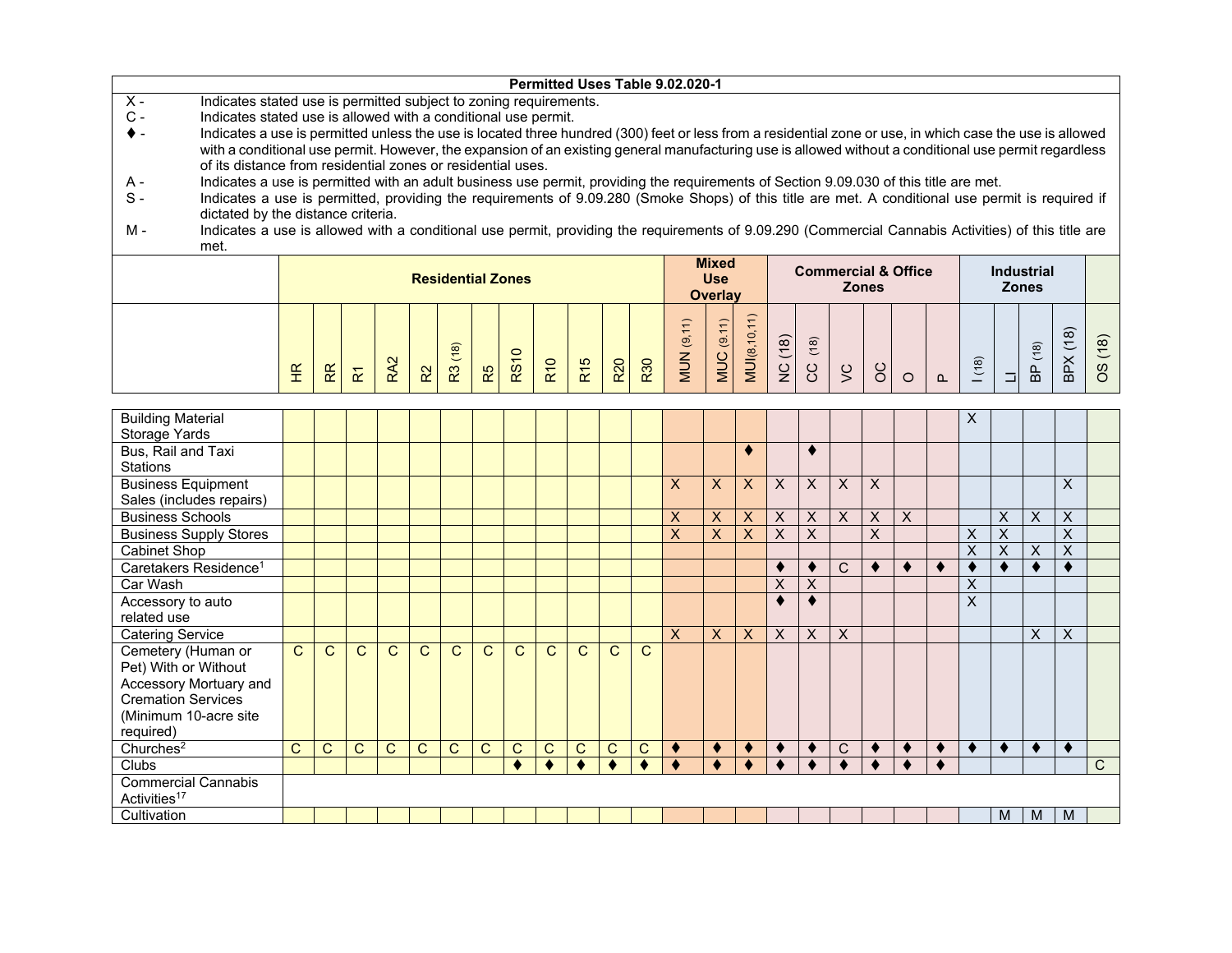**Permitted Uses Table 9.02.020-1**

X - Indicates stated use is permitted subject to zoning requirements.

C - Indicates stated use is allowed with a conditional use permit.

♦ - Indicates a use is permitted unless the use is located three hundred (300) feet or less from a residential zone or use, in which case the use is allowed with a conditional use permit. However, the expansion of an existing general manufacturing use is allowed without a conditional use permit regardless of its distance from residential zones or residential uses.

A - Indicates a use is permitted with an adult business use permit, providing the requirements of Section 9.09.030 of this title are met.

S - Indicates a use is permitted, providing the requirements of 9.09.280 (Smoke Shops) of this title are met. A conditional use permit is required if dictated by the distance criteria.

M - Indicates a use is allowed with a conditional use permit, providing the requirements of 9.09.290 (Commercial Cannabis Activities) of this title are met.

| | Residential Zones | | | | | | | | | | | | Mixed Use Overlay | | | Commercial & Office Zones | | | | | | Industrial Zones | | | | |
|---|---|---|---|---|---|---|---|---|---|---|---|---|---|---|---|---|---|---|---|---|---|---|---|---|---|---|
| | HR | RR | R1 | RA2 | R2 | R3 (18) | R5 | RS10 | R10 | R15 | R20 | R30 | MUN (9,11) | MUC (9,11) | MUI (8,10,11) | NC (18) | CC (18) | VC | OC | O | P | I (18) | LI | BP (18) | BPX (18) | OS (18) |
| Building Material Storage Yards | | | | | | | | | | | | | | | | | | | | | | X | | | | |
| Bus, Rail and Taxi Stations | | | | | | | | | | | | | | | ♦ | | ♦ | | | | | | | | | |
| Business Equipment Sales (includes repairs) | | | | | | | | | | | | | X | X | X | X | X | X | X | | | | | | X | |
| Business Schools | | | | | | | | | | | | | X | X | X | X | X | X | X | X | | | X | X | X | |
| Business Supply Stores | | | | | | | | | | | | | X | X | X | X | X | | X | | | X | X | | X | |
| Cabinet Shop | | | | | | | | | | | | | | | | | | | | | | X | X | X | X | |
| Caretakers Residence[1] | | | | | | | | | | | | | | | | ♦ | ♦ | C | ♦ | ♦ | ♦ | ♦ | ♦ | ♦ | ♦ | |
| Car Wash | | | | | | | | | | | | | | | | X | X | | | | | X | | | | |
| Accessory to auto related use | | | | | | | | | | | | | | | | ♦ | ♦ | | | | | X | | | | |
| Catering Service | | | | | | | | | | | | | X | X | X | X | X | X | | | | | | X | X | |
| Cemetery (Human or Pet) With or Without Accessory Mortuary and Cremation Services (Minimum 10-acre site required) | C | C | C | C | C | C | C | C | C | C | C | C | | | | | | | | | | | | | | |
| Churches[2] | C | C | C | C | C | C | C | C | C | C | C | C | ♦ | ♦ | ♦ | ♦ | ♦ | C | ♦ | ♦ | ♦ | ♦ | ♦ | ♦ | ♦ | |
| Clubs | | | | | | | | ♦ | ♦ | ♦ | ♦ | ♦ | ♦ | ♦ | ♦ | ♦ | ♦ | ♦ | ♦ | ♦ | ♦ | | | | | C |
| Commercial Cannabis Activities[17] | | | | | | | | | | | | | | | | | | | | | | | | | | |
| Cultivation | | | | | | | | | | | | | | | | | | | | | | | M | M | M | |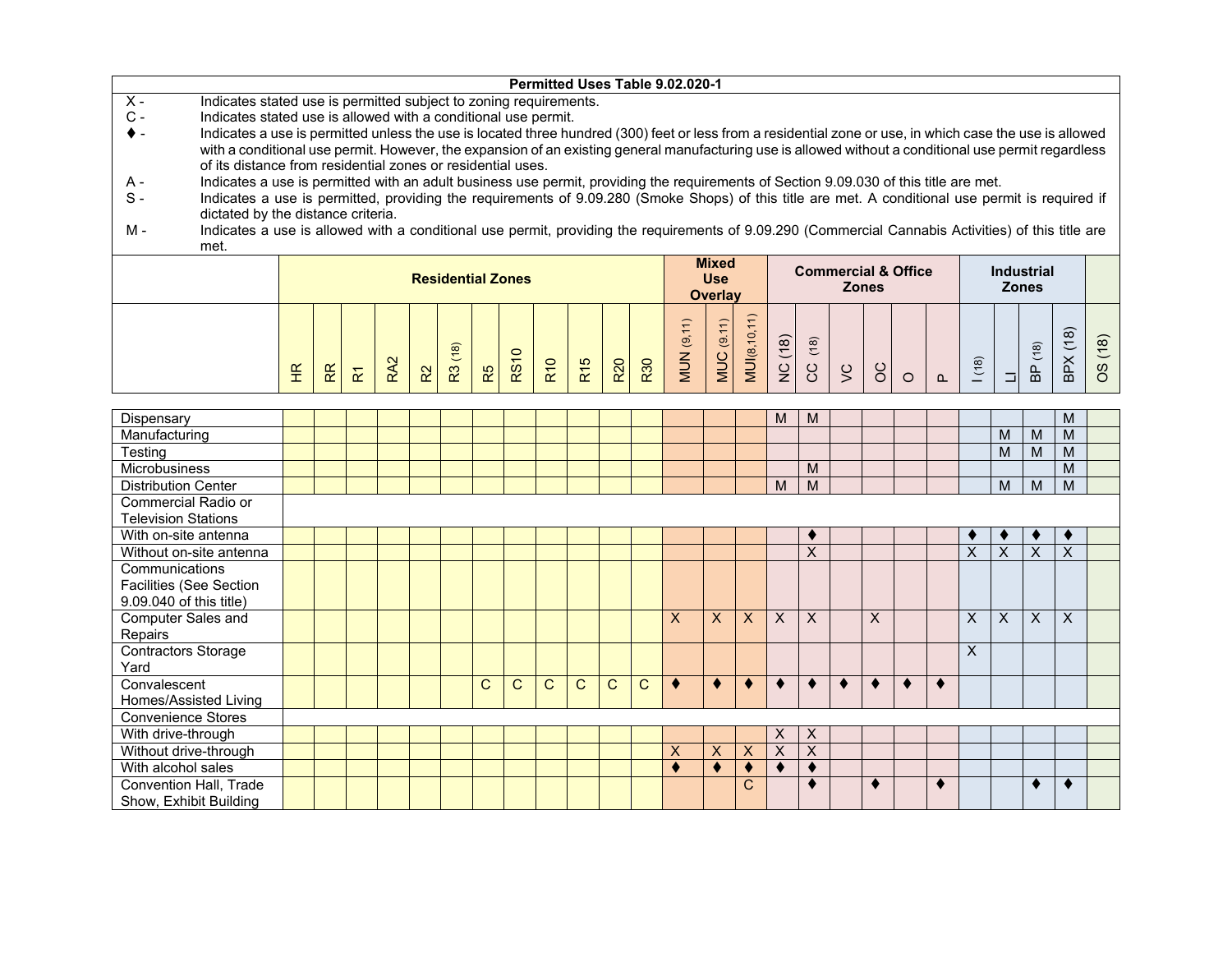**Permitted Uses Table 9.02.020-1**

X - Indicates stated use is permitted subject to zoning requirements.

C - Indicates stated use is allowed with a conditional use permit.

♦ - Indicates a use is permitted unless the use is located three hundred (300) feet or less from a residential zone or use, in which case the use is allowed with a conditional use permit. However, the expansion of an existing general manufacturing use is allowed without a conditional use permit regardless of its distance from residential zones or residential uses.

A - Indicates a use is permitted with an adult business use permit, providing the requirements of Section 9.09.030 of this title are met.

S - Indicates a use is permitted, providing the requirements of 9.09.280 (Smoke Shops) of this title are met. A conditional use permit is required if dictated by the distance criteria.

M - Indicates a use is allowed with a conditional use permit, providing the requirements of 9.09.290 (Commercial Cannabis Activities) of this title are met.

| | Residential Zones | | | | | | | | | | | | Mixed Use Overlay | | | Commercial & Office Zones | | | | | | Industrial Zones | | | | |
|---|---|---|---|---|---|---|---|---|---|---|---|---|---|---|---|---|---|---|---|---|---|---|---|---|---|---|
| | HR | RR | R1 | RA2 | R2 | R3 (18) | R5 | RS10 | R10 | R15 | R20 | R30 | MUN (9,11) | MUC (9,11) | MUI(8,10,11) | NC (18) | CC (18) | VC | OC | O | P | I (18) | LI | BP (18) | BPX (18) | OS (18) |
| Dispensary | | | | | | | | | | | | | | | | M | M | | | | | | | | M | |
| Manufacturing | | | | | | | | | | | | | | | | | | | | | | | M | M | M | |
| Testing | | | | | | | | | | | | | | | | | | | | | | | M | M | M | |
| Microbusiness | | | | | | | | | | | | | | | | | M | | | | | | | | M | |
| Distribution Center | | | | | | | | | | | | | | | | M | M | | | | | | M | M | M | |
| Commercial Radio or Television Stations | | | | | | | | | | | | | | | | | | | | | | | | | | |
| With on-site antenna | | | | | | | | | | | | | | | | | ♦ | | | | | ♦ | ♦ | ♦ | ♦ | |
| Without on-site antenna | | | | | | | | | | | | | | | | | X | | | | | X | X | X | X | |
| Communications Facilities (See Section 9.09.040 of this title) | | | | | | | | | | | | | | | | | | | | | | | | | | |
| Computer Sales and Repairs | | | | | | | | | | | | | X | X | X | X | X | | X | | | X | X | X | X | |
| Contractors Storage Yard | | | | | | | | | | | | | | | | | | | | | | X | | | | |
| Convalescent Homes/Assisted Living | | | | | | | C | C | C | C | C | C | ♦ | ♦ | ♦ | ♦ | ♦ | ♦ | ♦ | ♦ | ♦ | | | | | |
| Convenience Stores | | | | | | | | | | | | | | | | | | | | | | | | | | |
| With drive-through | | | | | | | | | | | | | | | | X | X | | | | | | | | | |
| Without drive-through | | | | | | | | | | | | | X | X | X | X | X | | | | | | | | | |
| With alcohol sales | | | | | | | | | | | | | ♦ | ♦ | ♦ | ♦ | ♦ | | | | | | | | | |
| Convention Hall, Trade Show, Exhibit Building | | | | | | | | | | | | | | | C | | ♦ | | ♦ | | ♦ | | | ♦ | ♦ | |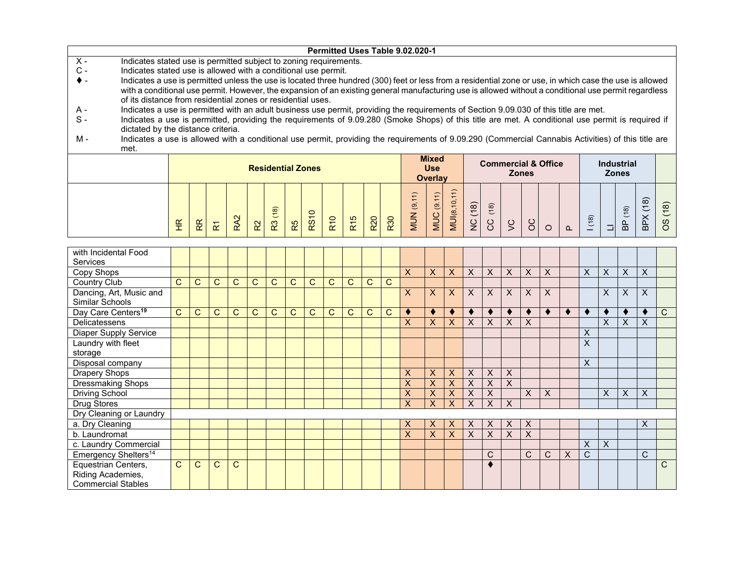| Permitted Uses Table 9.02.020-1 | | | | | | | | | | | | | | | | | | | | | | | | | | | |
|---|---|---|---|---|---|---|---|---|---|---|---|---|---|---|---|---|---|---|---|---|---|---|---|---|---|---|---|
| X - Indicates stated use is permitted subject to zoning requirements. | | | | | | | | | | | | | | | | | | | | | | | | | | | |
| C - Indicates stated use is allowed with a conditional use permit. | | | | | | | | | | | | | | | | | | | | | | | | | | | |
| ♦ - Indicates a use is permitted unless the use is located three hundred (300) feet or less from a residential zone or use, in which case the use is allowed with a conditional use permit. However, the expansion of an existing general manufacturing use is allowed without a conditional use permit regardless of its distance from residential zones or residential uses. | | | | | | | | | | | | | | | | | | | | | | | | | | | |
| A - Indicates a use is permitted with an adult business use permit, providing the requirements of Section 9.09.030 of this title are met. | | | | | | | | | | | | | | | | | | | | | | | | | | | |
| S - Indicates a use is permitted, providing the requirements of 9.09.280 (Smoke Shops) of this title are met. A conditional use permit is required if dictated by the distance criteria. | | | | | | | | | | | | | | | | | | | | | | | | | | | |
| M - Indicates a use is allowed with a conditional use permit, providing the requirements of 9.09.290 (Commercial Cannabis Activities) of this title are met. | | | | | | | | | | | | | | | | | | | | | | | | | | | |
| | Residential Zones | | | | | | | | | | | | Mixed Use Overlay | | | Commercial & Office Zones | | | | | | Industrial Zones | | | | |
| | HR | RR | R1 | RA2 | R2 | R3 (18) | R5 | RS10 | R10 | R15 | R20 | R30 | MUN (9,11) | MUC (9,11) | MUI (8,10,11) | NC (18) | CC (18) | VC | OC | O | P | I (18) | LI | BP (18) | BPX (18) | OS (18) |
| with Incidental Food Services | | | | | | | | | | | | | | | | | | | | | | | | | | |
| Copy Shops | | | | | | | | | | | | | X | X | X | X | X | X | X | X | | X | X | X | X | |
| Country Club | C | C | C | C | C | C | C | C | C | C | C | C | | | | | | | | | | | | | | |
| Dancing, Art, Music and Similar Schools | | | | | | | | | | | | | X | X | X | X | X | X | X | X | | | X | X | X | |
| Day Care Centers[19] | C | C | C | C | C | C | C | C | C | C | C | C | ♦ | ♦ | ♦ | ♦ | ♦ | ♦ | ♦ | ♦ | ♦ | ♦ | ♦ | ♦ | ♦ | C |
| Delicatessens | | | | | | | | | | | | | X | X | X | X | X | X | X | | | | X | X | X | |
| Diaper Supply Service | | | | | | | | | | | | | | | | | | | | | | X | | | | |
| Laundry with fleet storage | | | | | | | | | | | | | | | | | | | | | | X | | | | |
| Disposal company | | | | | | | | | | | | | | | | | | | | | | X | | | | |
| Drapery Shops | | | | | | | | | | | | | X | X | X | X | X | X | | | | | | | | |
| Dressmaking Shops | | | | | | | | | | | | | X | X | X | X | X | X | | | | | | | | |
| Driving School | | | | | | | | | | | | | X | X | X | X | X | | X | X | | | X | X | X | |
| Drug Stores | | | | | | | | | | | | | X | X | X | X | X | X | | | | | | | | |
| Dry Cleaning or Laundry | | | | | | | | | | | | | | | | | | | | | | | | | | |
| a. Dry Cleaning | | | | | | | | | | | | | X | X | X | X | X | X | X | | | | | | X | |
| b. Laundromat | | | | | | | | | | | | | X | X | X | X | X | X | X | | | | | | | |
| c. Laundry Commercial | | | | | | | | | | | | | | | | | | | | | | X | X | | | |
| Emergency Shelters[14] | | | | | | | | | | | | | | | | | C | | C | C | X | C | | | C | |
| Equestrian Centers, Riding Academies, Commercial Stables | C | C | C | C | | | | | | | | | | | | | ♦ | | | | | | | | | C |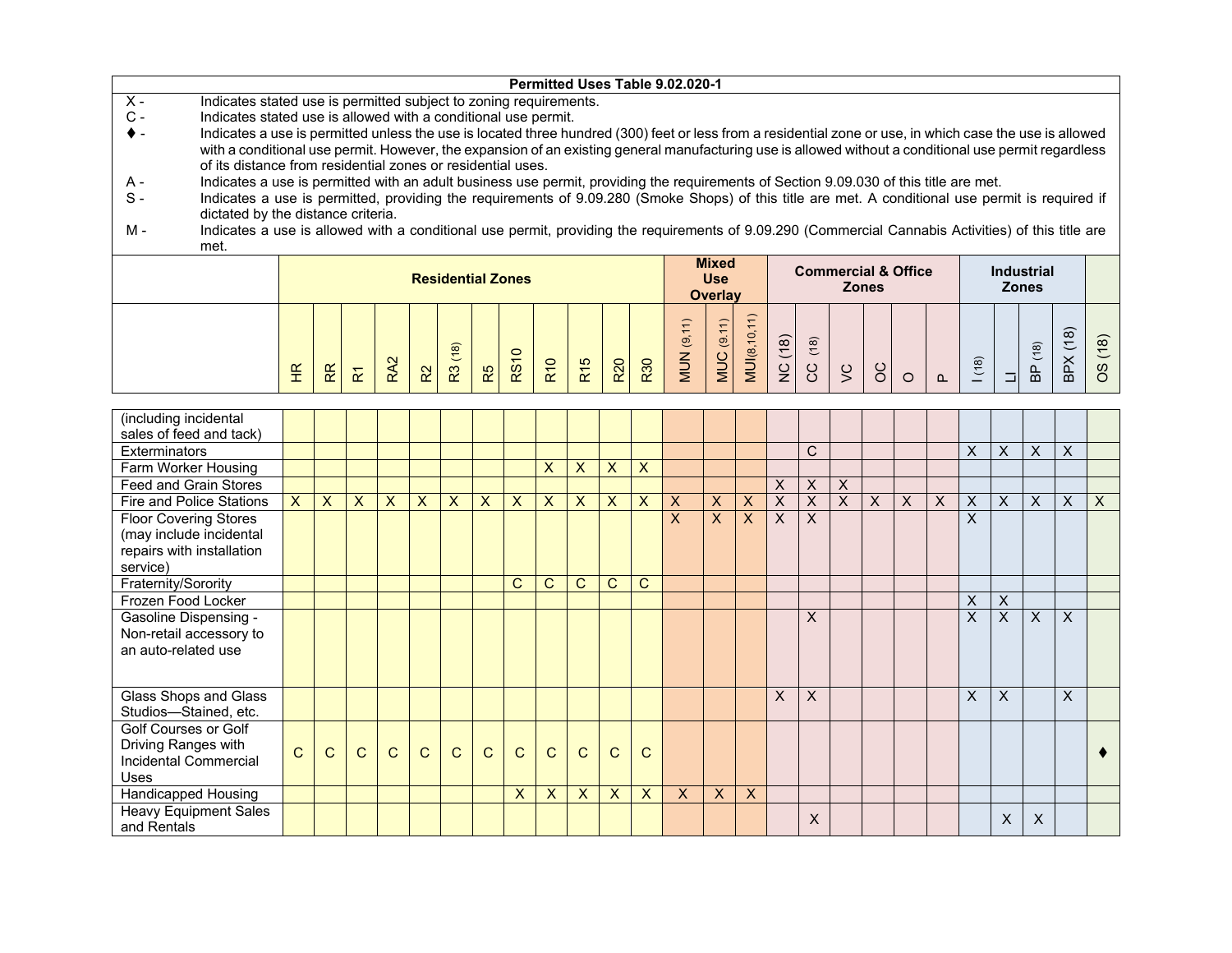**Permitted Uses Table 9.02.020-1**

X - Indicates stated use is permitted subject to zoning requirements.

C - Indicates stated use is allowed with a conditional use permit.

♦ - Indicates a use is permitted unless the use is located three hundred (300) feet or less from a residential zone or use, in which case the use is allowed with a conditional use permit. However, the expansion of an existing general manufacturing use is allowed without a conditional use permit regardless of its distance from residential zones or residential uses.

A - Indicates a use is permitted with an adult business use permit, providing the requirements of Section 9.09.030 of this title are met.

S - Indicates a use is permitted, providing the requirements of 9.09.280 (Smoke Shops) of this title are met. A conditional use permit is required if dictated by the distance criteria.

M - Indicates a use is allowed with a conditional use permit, providing the requirements of 9.09.290 (Commercial Cannabis Activities) of this title are met.

| | Residential Zones | | | | | | | | | | | | Mixed Use Overlay | | | Commercial & Office Zones | | | | | | Industrial Zones | | | | |
|---|---|---|---|---|---|---|---|---|---|---|---|---|---|---|---|---|---|---|---|---|---|---|---|---|---|---|
| | HR | RR | R1 | RA2 | R2 | R3 (18) | R5 | RS10 | R10 | R15 | R20 | R30 | MUN (9,11) | MUC (9,11) | MUI (8,10,11) | NC (18) | CC (18) | VC | OC | O | P | I (18) | LI | BP (18) | BPX (18) | OS (18) |
| (including incidental sales of feed and tack) | | | | | | | | | | | | | | | | | | | | | | | | | | |
| Exterminators | | | | | | | | | | | | | | | | | C | | | | | X | X | X | X | |
| Farm Worker Housing | | | | | | | | | X | X | X | X | | | | | | | | | | | | | | |
| Feed and Grain Stores | | | | | | | | | | | | | | | | X | X | X | | | | | | | | |
| Fire and Police Stations | X | X | X | X | X | X | X | X | X | X | X | X | X | X | X | X | X | X | X | X | X | X | X | X | X | X |
| Floor Covering Stores (may include incidental repairs with installation service) | | | | | | | | | | | | | X | X | X | X | X | | | | | X | | | | |
| Fraternity/Sorority | | | | | | | | C | C | C | C | C | | | | | | | | | | | | | | |
| Frozen Food Locker | | | | | | | | | | | | | | | | | | | | | | X | X | | | |
| Gasoline Dispensing - Non-retail accessory to an auto-related use | | | | | | | | | | | | | | | | | X | | | | | X | X | X | X | |
| Glass Shops and Glass Studios—Stained, etc. | | | | | | | | | | | | | | | | X | X | | | | | X | X | | X | |
| Golf Courses or Golf Driving Ranges with Incidental Commercial Uses | C | C | C | C | C | C | C | C | C | C | C | C | | | | | | | | | | | | | | ♦ |
| Handicapped Housing | | | | | | | | X | X | X | X | X | X | X | X | | | | | | | | | | | |
| Heavy Equipment Sales and Rentals | | | | | | | | | | | | | | | | | X | | | | | | X | X | | |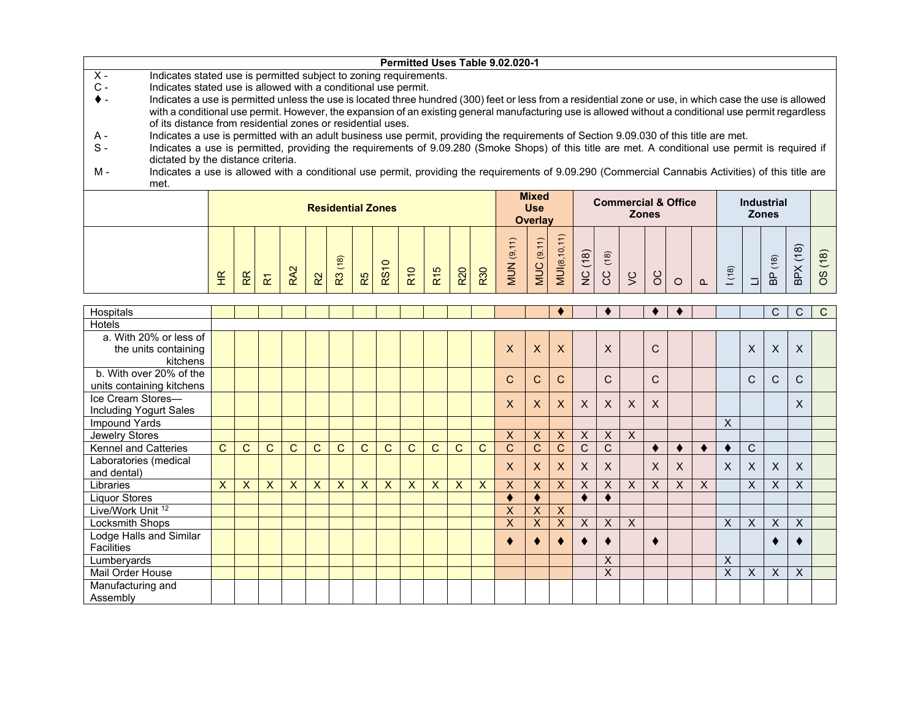**Permitted Uses Table 9.02.020-1**

X - Indicates stated use is permitted subject to zoning requirements.
C - Indicates stated use is allowed with a conditional use permit.
♦ - Indicates a use is permitted unless the use is located three hundred (300) feet or less from a residential zone or use, in which case the use is allowed with a conditional use permit. However, the expansion of an existing general manufacturing use is allowed without a conditional use permit regardless of its distance from residential zones or residential uses.
A - Indicates a use is permitted with an adult business use permit, providing the requirements of Section 9.09.030 of this title are met.
S - Indicates a use is permitted, providing the requirements of 9.09.280 (Smoke Shops) of this title are met. A conditional use permit is required if dictated by the distance criteria.
M - Indicates a use is allowed with a conditional use permit, providing the requirements of 9.09.290 (Commercial Cannabis Activities) of this title are met.

| | Residential Zones | | | | | | | | | | | | Mixed Use Overlay | | | Commercial & Office Zones | | | | | | Industrial Zones | | | | |
|---|---|---|---|---|---|---|---|---|---|---|---|---|---|---|---|---|---|---|---|---|---|---|---|---|---|---|
| | HR | RR | R1 | RA2 | R2 | R3 (18) | R5 | RS10 | R10 | R15 | R20 | R30 | MUN (9,11) | MUC (9,11) | MUI (8,10,11) | NC (18) | CC (18) | VC | OC | O | P | I (18) | LI | BP (18) | BPX (18) | OS (18) |
| Hospitals | | | | | | | | | | | | | | | ♦ | | ♦ | | ♦ | ♦ | | | | C | C | C |
| Hotels | | | | | | | | | | | | | | | | | | | | | | | | | | |
| a. With 20% or less of the units containing kitchens | | | | | | | | | | | | | X | X | X | | X | | C | | | | X | X | X | |
| b. With over 20% of the units containing kitchens | | | | | | | | | | | | | C | C | C | | C | | C | | | | C | C | C | |
| Ice Cream Stores—Including Yogurt Sales | | | | | | | | | | | | | X | X | X | X | X | X | X | | | | | | X | |
| Impound Yards | | | | | | | | | | | | | | | | | | | | | | X | | | | |
| Jewelry Stores | | | | | | | | | | | | | X | X | X | X | X | X | | | | | | | | |
| Kennel and Catteries | C | C | C | C | C | C | C | C | C | C | C | C | C | C | C | C | C | | ♦ | ♦ | ♦ | ♦ | C | | | |
| Laboratories (medical and dental) | | | | | | | | | | | | | X | X | X | X | X | | X | X | | X | X | X | X | |
| Libraries | X | X | X | X | X | X | X | X | X | X | X | X | X | X | X | X | X | X | X | X | X | | X | X | X | |
| Liquor Stores | | | | | | | | | | | | | ♦ | ♦ | | ♦ | ♦ | | | | | | | | | |
| Live/Work Unit [12] | | | | | | | | | | | | | X | X | X | | | | | | | | | | | |
| Locksmith Shops | | | | | | | | | | | | | X | X | X | X | X | X | | | | X | X | X | X | |
| Lodge Halls and Similar Facilities | | | | | | | | | | | | | ♦ | ♦ | ♦ | ♦ | ♦ | | ♦ | | | | | ♦ | ♦ | |
| Lumberyards | | | | | | | | | | | | | | | | | X | | | | | X | | | | |
| Mail Order House | | | | | | | | | | | | | | | | | X | | | | | X | X | X | X | |
| Manufacturing and Assembly | | | | | | | | | | | | | | | | | | | | | | | | | | |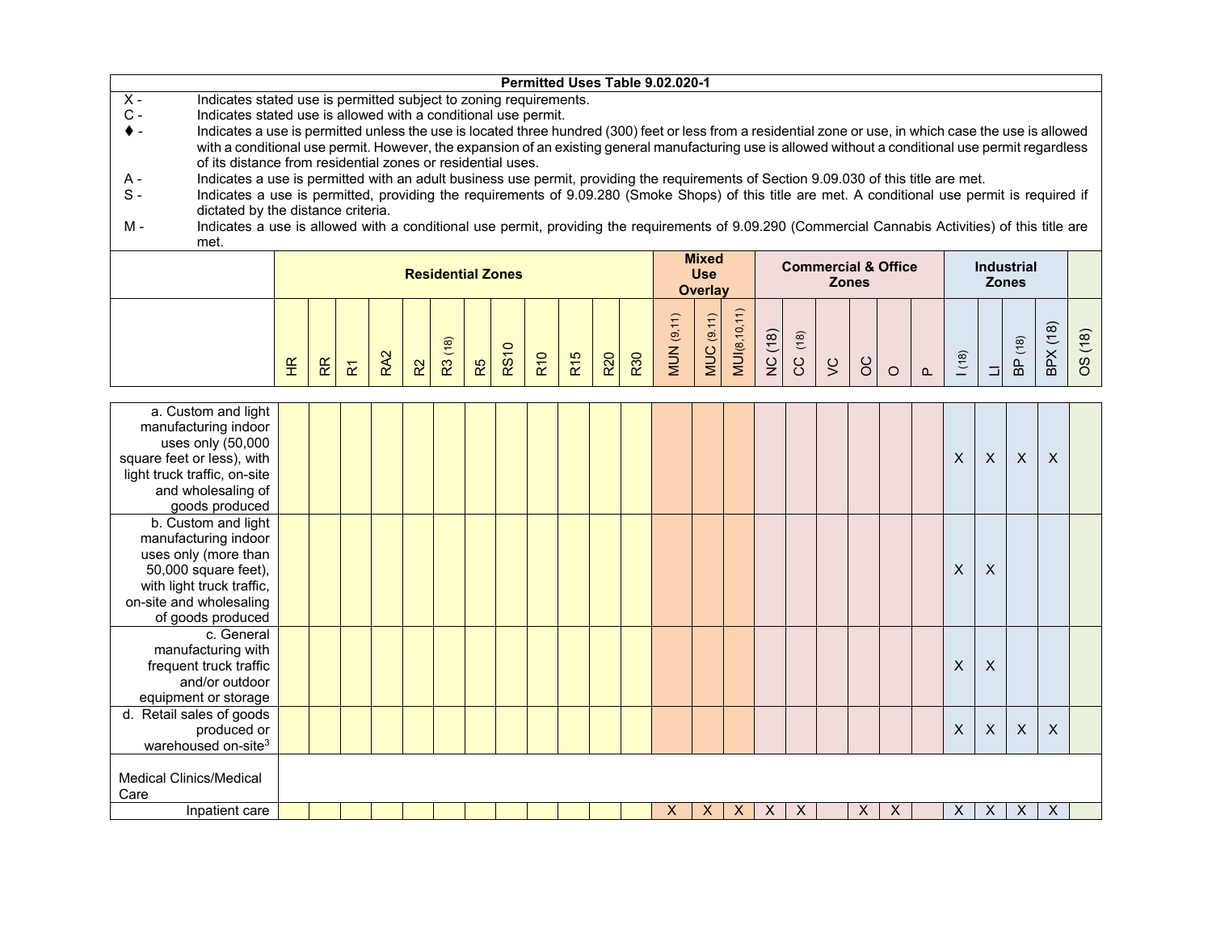| Permitted Uses Table 9.02.020-1 | | | | | | | | | | | | | | | | | | | | | | | | | | | |
|---|---|---|---|---|---|---|---|---|---|---|---|---|---|---|---|---|---|---|---|---|---|---|---|---|---|---|---|
| X - Indicates stated use is permitted subject to zoning requirements. | | | | | | | | | | | | | | | | | | | | | | | | | | | |
| C - Indicates stated use is allowed with a conditional use permit. | | | | | | | | | | | | | | | | | | | | | | | | | | | |
| ♦ - Indicates a use is permitted unless the use is located three hundred (300) feet or less from a residential zone or use, in which case the use is allowed with a conditional use permit. However, the expansion of an existing general manufacturing use is allowed without a conditional use permit regardless of its distance from residential zones or residential uses. | | | | | | | | | | | | | | | | | | | | | | | | | | | |
| A - Indicates a use is permitted with an adult business use permit, providing the requirements of Section 9.09.030 of this title are met. | | | | | | | | | | | | | | | | | | | | | | | | | | | |
| S - Indicates a use is permitted, providing the requirements of 9.09.280 (Smoke Shops) of this title are met. A conditional use permit is required if dictated by the distance criteria. | | | | | | | | | | | | | | | | | | | | | | | | | | | |
| M - Indicates a use is allowed with a conditional use permit, providing the requirements of 9.09.290 (Commercial Cannabis Activities) of this title are met. | | | | | | | | | | | | | | | | | | | | | | | | | | | |
| | Residential Zones | | | | | | | | | | | | Mixed Use Overlay | | | Commercial & Office Zones | | | | | | Industrial Zones | | | | |
| | HR | RR | R1 | RA2 | R2 | R3 (18) | R5 | RS10 | R10 | R15 | R20 | R30 | MUN (9,11) | MUC (9,11) | MUI (8,10,11) | NC (18) | CC (18) | VC | OC | O | P | I (18) | LI | BP (18) | BPX (18) | OS (18) |
| a. Custom and light manufacturing indoor uses only (50,000 square feet or less), with light truck traffic, on-site and wholesaling of goods produced | | | | | | | | | | | | | | | | | | | | | | X | X | X | X | |
| b. Custom and light manufacturing indoor uses only (more than 50,000 square feet), with light truck traffic, on-site and wholesaling of goods produced | | | | | | | | | | | | | | | | | | | | | | X | X | | | |
| c. General manufacturing with frequent truck traffic and/or outdoor equipment or storage | | | | | | | | | | | | | | | | | | | | | | X | X | | | |
| d. Retail sales of goods produced or warehoused on-site[3] | | | | | | | | | | | | | | | | | | | | | | X | X | X | X | |
| Medical Clinics/Medical Care | | | | | | | | | | | | | | | | | | | | | | | | | | |
| Inpatient care | | | | | | | | | | | | | X | X | X | X | X | | X | X | | X | X | X | X | |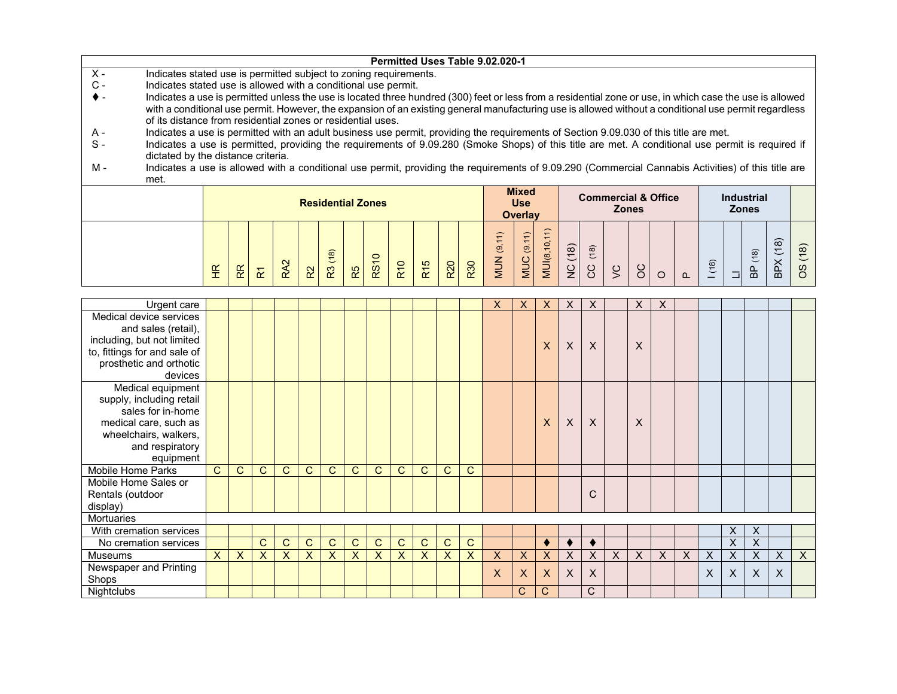**Permitted Uses Table 9.02.020-1**

X - Indicates stated use is permitted subject to zoning requirements.

C - Indicates stated use is allowed with a conditional use permit.

♦ - Indicates a use is permitted unless the use is located three hundred (300) feet or less from a residential zone or use, in which case the use is allowed with a conditional use permit. However, the expansion of an existing general manufacturing use is allowed without a conditional use permit regardless of its distance from residential zones or residential uses.

A - Indicates a use is permitted with an adult business use permit, providing the requirements of Section 9.09.030 of this title are met.

S - Indicates a use is permitted, providing the requirements of 9.09.280 (Smoke Shops) of this title are met. A conditional use permit is required if dictated by the distance criteria.

M - Indicates a use is allowed with a conditional use permit, providing the requirements of 9.09.290 (Commercial Cannabis Activities) of this title are met.

| | Residential Zones | | | | | | | | | | | | Mixed Use Overlay | | | Commercial & Office Zones | | | | | | Industrial Zones | | | | |
|---|---|---|---|---|---|---|---|---|---|---|---|---|---|---|---|---|---|---|---|---|---|---|---|---|---|---|
| | HR | RR | R1 | RA2 | R2 | R3 (18) | R5 | RS10 | R10 | R15 | R20 | R30 | MUN (9,11) | MUC (9,11) | MUI (8,10,11) | NC (18) | CC (18) | VC | OC | O | P | I (18) | LI | BP (18) | BPX (18) | OS (18) |
| Urgent care | | | | | | | | | | | | | X | X | X | X | X | | X | X | | | | | | |
| Medical device services and sales (retail), including, but not limited to, fittings for and sale of prosthetic and orthotic devices | | | | | | | | | | | | | | | X | X | X | | X | | | | | | | |
| Medical equipment supply, including retail sales for in-home medical care, such as wheelchairs, walkers, and respiratory equipment | | | | | | | | | | | | | | | X | X | X | | X | | | | | | | |
| Mobile Home Parks | C | C | C | C | C | C | C | C | C | C | C | C | | | | | | | | | | | | | | |
| Mobile Home Sales or Rentals (outdoor display) | | | | | | | | | | | | | | | | | C | | | | | | | | | |
| Mortuaries | | | | | | | | | | | | | | | | | | | | | | | | | | |
| With cremation services | | | | | | | | | | | | | | | | | | | | | | | X | X | | |
| No cremation services | | | C | C | C | C | C | C | C | C | C | C | | | ♦ | ♦ | ♦ | | | | | | X | X | | |
| Museums | X | X | X | X | X | X | X | X | X | X | X | X | X | X | X | X | X | X | X | X | X | X | X | X | X | X |
| Newspaper and Printing Shops | | | | | | | | | | | | | X | X | X | X | X | | | | | X | X | X | X | |
| Nightclubs | | | | | | | | | | | | | | C | C | | C | | | | | | | | | |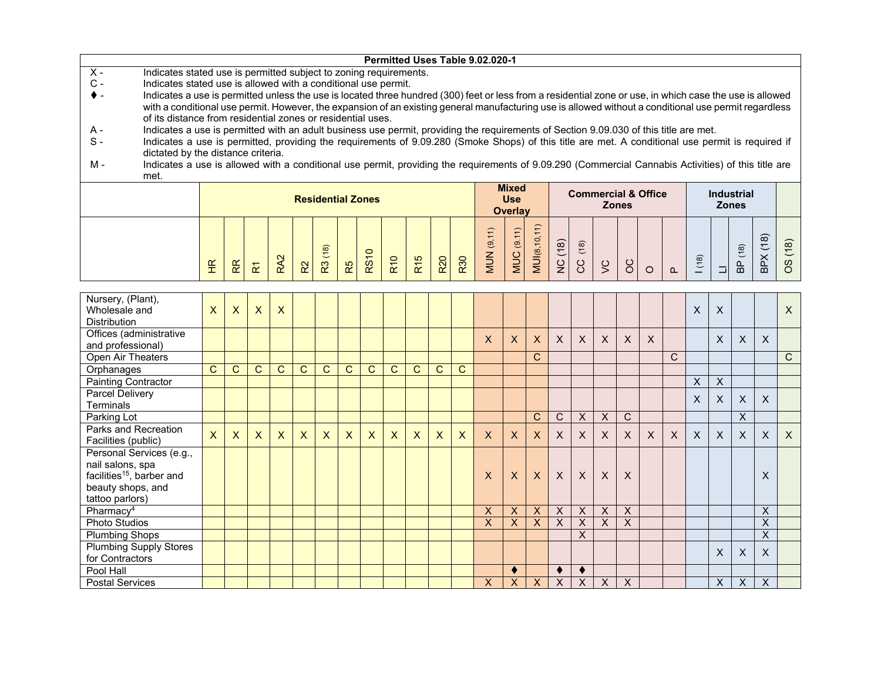**Permitted Uses Table 9.02.020-1**

| | |
|---|---|
| X - | Indicates stated use is permitted subject to zoning requirements. |
| C - | Indicates stated use is allowed with a conditional use permit. |
| ♦ - | Indicates a use is permitted unless the use is located three hundred (300) feet or less from a residential zone or use, in which case the use is allowed with a conditional use permit. However, the expansion of an existing general manufacturing use is allowed without a conditional use permit regardless of its distance from residential zones or residential uses. |
| A - | Indicates a use is permitted with an adult business use permit, providing the requirements of Section 9.09.030 of this title are met. |
| S - | Indicates a use is permitted, providing the requirements of 9.09.280 (Smoke Shops) of this title are met. A conditional use permit is required if dictated by the distance criteria. |
| M - | Indicates a use is allowed with a conditional use permit, providing the requirements of 9.09.290 (Commercial Cannabis Activities) of this title are met. |

| | Residential Zones | | | | | | | | | | | | Mixed Use Overlay | | | Commercial & Office Zones | | | | | | Industrial Zones | | | | |
|---|---|---|---|---|---|---|---|---|---|---|---|---|---|---|---|---|---|---|---|---|---|---|---|---|---|---|
| | HR | RR | R1 | RA2 | R2 | R3 (18) | R5 | RS10 | R10 | R15 | R20 | R30 | MUN (9,11) | MUC (9,11) | MUI(8,10,11) | NC (18) | CC (18) | VC | OC | O | P | I (18) | LI | BP (18) | BPX (18) | OS (18) |
| Nursery, (Plant), Wholesale and Distribution | X | X | X | X | | | | | | | | | | | | | | | | | | X | X | | | X |
| Offices (administrative and professional) | | | | | | | | | | | | | X | X | X | X | X | X | X | X | | | X | X | X | |
| Open Air Theaters | | | | | | | | | | | | | | | C | | | | | | C | | | | | C |
| Orphanages | C | C | C | C | C | C | C | C | C | C | C | C | | | | | | | | | | | | | | |
| Painting Contractor | | | | | | | | | | | | | | | | | | | | | | X | X | | | |
| Parcel Delivery Terminals | | | | | | | | | | | | | | | | | | | | | | X | X | X | X | |
| Parking Lot | | | | | | | | | | | | | | | C | C | X | X | C | | | | | X | | |
| Parks and Recreation Facilities (public) | X | X | X | X | X | X | X | X | X | X | X | X | X | X | X | X | X | X | X | X | X | X | X | X | X | X |
| Personal Services (e.g., nail salons, spa facilities[15], barber and beauty shops, and tattoo parlors) | | | | | | | | | | | | | X | X | X | X | X | X | X | | | | | | X | |
| Pharmacy[4] | | | | | | | | | | | | | X | X | X | X | X | X | X | | | | | | X | |
| Photo Studios | | | | | | | | | | | | | X | X | X | X | X | X | X | | | | | | X | |
| Plumbing Shops | | | | | | | | | | | | | | | | | X | | | | | | | | X | |
| Plumbing Supply Stores for Contractors | | | | | | | | | | | | | | | | | | | | | | | X | X | X | |
| Pool Hall | | | | | | | | | | | | | | ♦ | | ♦ | ♦ | | | | | | | | | |
| Postal Services | | | | | | | | | | | | | X | X | X | X | X | X | X | | | | X | X | X | |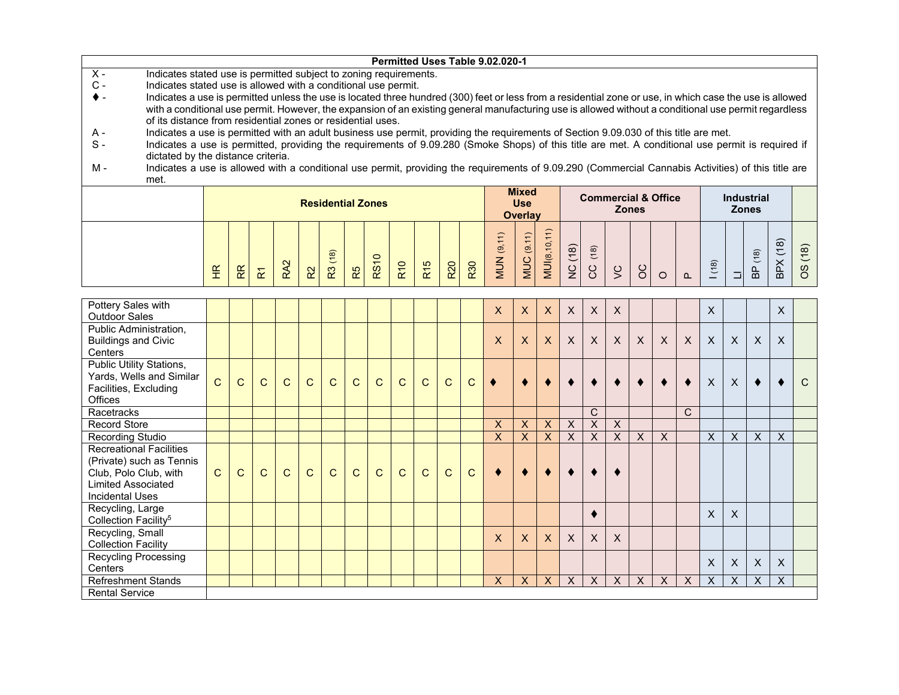**Permitted Uses Table 9.02.020-1**

| | |
|---|---|
| X - | Indicates stated use is permitted subject to zoning requirements. |
| C - | Indicates stated use is allowed with a conditional use permit. |
| ♦ - | Indicates a use is permitted unless the use is located three hundred (300) feet or less from a residential zone or use, in which case the use is allowed with a conditional use permit. However, the expansion of an existing general manufacturing use is allowed without a conditional use permit regardless of its distance from residential zones or residential uses. |
| A - | Indicates a use is permitted with an adult business use permit, providing the requirements of Section 9.09.030 of this title are met. |
| S - | Indicates a use is permitted, providing the requirements of 9.09.280 (Smoke Shops) of this title are met. A conditional use permit is required if dictated by the distance criteria. |
| M - | Indicates a use is allowed with a conditional use permit, providing the requirements of 9.09.290 (Commercial Cannabis Activities) of this title are met. |

| | Residential Zones | | | | | | | | | | | | Mixed Use Overlay | | | Commercial & Office Zones | | | | | | Industrial Zones | | | | |
|---|---|---|---|---|---|---|---|---|---|---|---|---|---|---|---|---|---|---|---|---|---|---|---|---|---|---|
| | HR | RR | R1 | RA2 | R2 | R3 (18) | R5 | RS10 | R10 | R15 | R20 | R30 | MUN (9,11) | MUC (9,11) | MUI (8,10,11) | NC (18) | CC (18) | VC | OC | O | P | I (18) | LI | BP (18) | BPX (18) | OS (18) |
| Pottery Sales with Outdoor Sales | | | | | | | | | | | | | X | X | X | X | X | X | | | | X | | | X | |
| Public Administration, Buildings and Civic Centers | | | | | | | | | | | | | X | X | X | X | X | X | X | X | X | X | X | X | X | |
| Public Utility Stations, Yards, Wells and Similar Facilities, Excluding Offices | C | C | C | C | C | C | C | C | C | C | C | C | ♦ | ♦ | ♦ | ♦ | ♦ | ♦ | ♦ | ♦ | ♦ | X | X | ♦ | ♦ | C |
| Racetracks | | | | | | | | | | | | | | | | | C | | | | C | | | | | |
| Record Store | | | | | | | | | | | | | X | X | X | X | X | X | | | | | | | | |
| Recording Studio | | | | | | | | | | | | | X | X | X | X | X | X | X | X | | X | X | X | X | |
| Recreational Facilities (Private) such as Tennis Club, Polo Club, with Limited Associated Incidental Uses | C | C | C | C | C | C | C | C | C | C | C | C | ♦ | ♦ | ♦ | ♦ | ♦ | ♦ | | | | | | | | |
| Recycling, Large Collection Facility[5] | | | | | | | | | | | | | | | | | ♦ | | | | | X | X | | | |
| Recycling, Small Collection Facility | | | | | | | | | | | | | X | X | X | X | X | X | | | | | | | | |
| Recycling Processing Centers | | | | | | | | | | | | | | | | | | | | | | X | X | X | X | |
| Refreshment Stands | | | | | | | | | | | | | X | X | X | X | X | X | X | X | X | X | X | X | X | |
| Rental Service | | | | | | | | | | | | | | | | | | | | | | | | | | |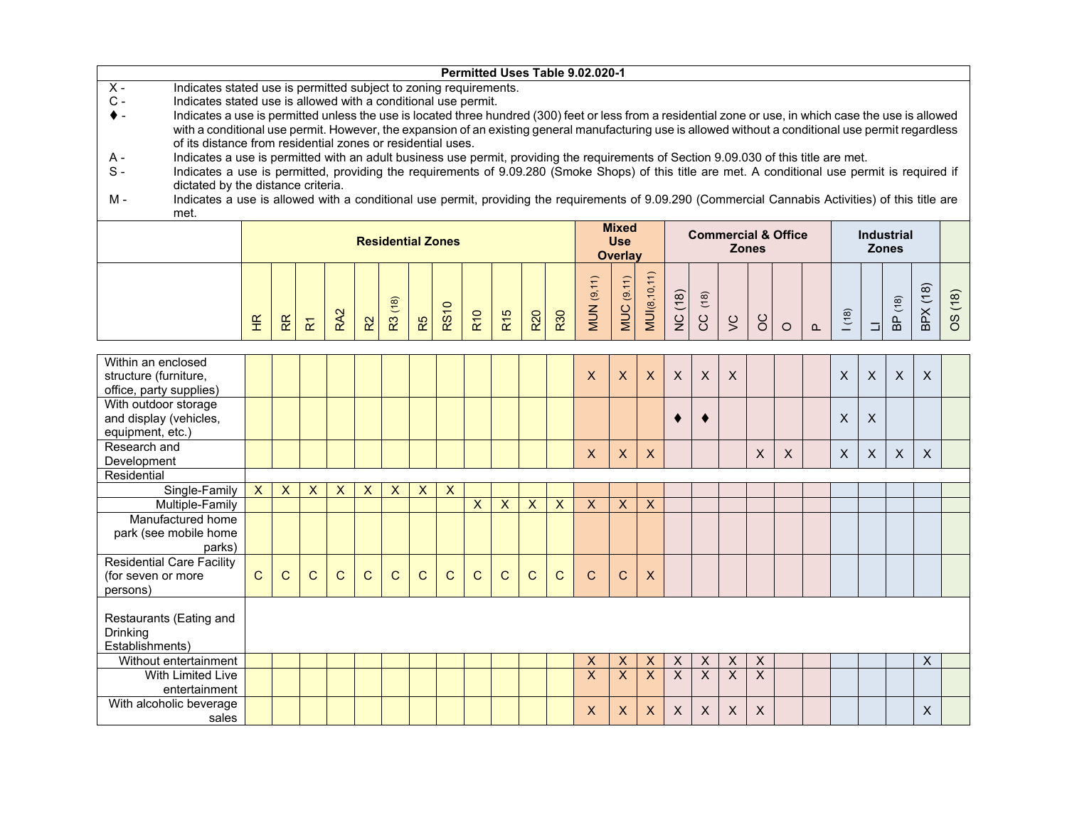**Permitted Uses Table 9.02.020-1**

| | |
|---|---|
| X - | Indicates stated use is permitted subject to zoning requirements. |
| C - | Indicates stated use is allowed with a conditional use permit. |
| ♦ - | Indicates a use is permitted unless the use is located three hundred (300) feet or less from a residential zone or use, in which case the use is allowed with a conditional use permit. However, the expansion of an existing general manufacturing use is allowed without a conditional use permit regardless of its distance from residential zones or residential uses. |
| A - | Indicates a use is permitted with an adult business use permit, providing the requirements of Section 9.09.030 of this title are met. |
| S - | Indicates a use is permitted, providing the requirements of 9.09.280 (Smoke Shops) of this title are met. A conditional use permit is required if dictated by the distance criteria. |
| M - | Indicates a use is allowed with a conditional use permit, providing the requirements of 9.09.290 (Commercial Cannabis Activities) of this title are met. |

| | Residential Zones | | | | | | | | | | | | Mixed Use Overlay | | | Commercial & Office Zones | | | | | | Industrial Zones | | | | |
|---|---|---|---|---|---|---|---|---|---|---|---|---|---|---|---|---|---|---|---|---|---|---|---|---|---|---|
| | HR | RR | R1 | RA2 | R2 | R3 (18) | R5 | RS10 | R10 | R15 | R20 | R30 | MUN (9,11) | MUC (9,11) | MUI (8,10,11) | NC (18) | CC (18) | VC | OC | O | P | I (18) | LI | BP (18) | BPX (18) | OS (18) |
| Within an enclosed structure (furniture, office, party supplies) | | | | | | | | | | | | | X | X | X | X | X | X | | | | X | X | X | X | |
| With outdoor storage and display (vehicles, equipment, etc.) | | | | | | | | | | | | | | | | ♦ | ♦ | | | | | X | X | | | |
| Research and Development | | | | | | | | | | | | | X | X | X | | | | X | X | | X | X | X | X | |
| Residential | | | | | | | | | | | | | | | | | | | | | | | | | | |
| Single-Family | X | X | X | X | X | X | X | X | | | | | | | | | | | | | | | | | | |
| Multiple-Family | | | | | | | | | X | X | X | X | X | X | X | | | | | | | | | | | |
| Manufactured home park (see mobile home parks) | | | | | | | | | | | | | | | | | | | | | | | | | | |
| Residential Care Facility (for seven or more persons) | C | C | C | C | C | C | C | C | C | C | C | C | C | C | X | | | | | | | | | | | |
| Restaurants (Eating and Drinking Establishments) | | | | | | | | | | | | | | | | | | | | | | | | | | |
| Without entertainment | | | | | | | | | | | | | X | X | X | X | X | X | X | | | | | | X | |
| With Limited Live entertainment | | | | | | | | | | | | | X | X | X | X | X | X | X | | | | | | | |
| With alcoholic beverage sales | | | | | | | | | | | | | X | X | X | X | X | X | X | | | | | | X | |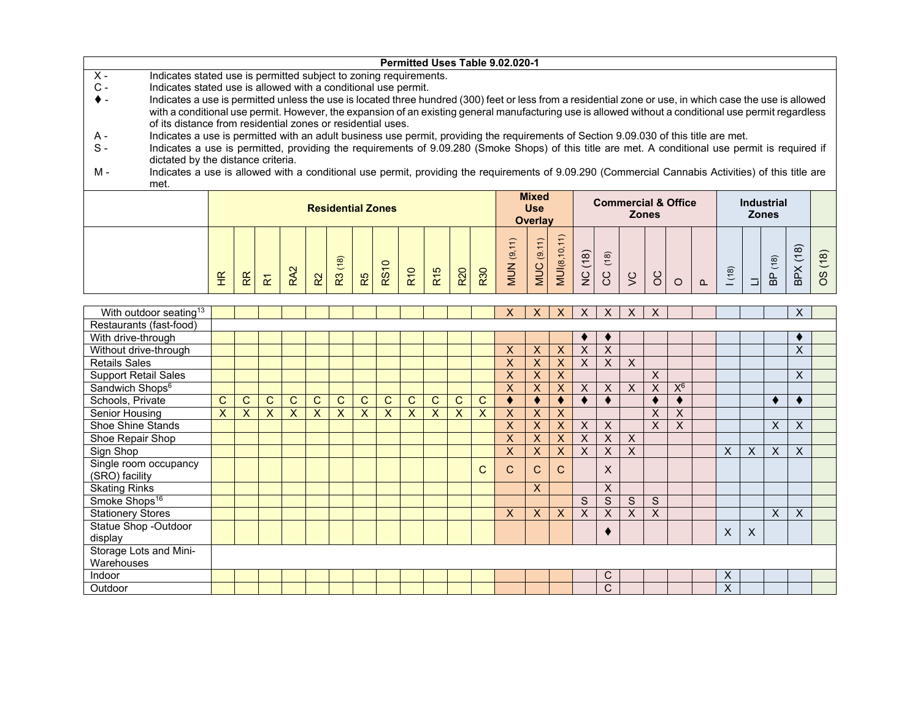**Permitted Uses Table 9.02.020-1**

| | |
|---|---|
| X - | Indicates stated use is permitted subject to zoning requirements. |
| C - | Indicates stated use is allowed with a conditional use permit. |
| ♦ - | Indicates a use is permitted unless the use is located three hundred (300) feet or less from a residential zone or use, in which case the use is allowed with a conditional use permit. However, the expansion of an existing general manufacturing use is allowed without a conditional use permit regardless of its distance from residential zones or residential uses. |
| A - | Indicates a use is permitted with an adult business use permit, providing the requirements of Section 9.09.030 of this title are met. |
| S - | Indicates a use is permitted, providing the requirements of 9.09.280 (Smoke Shops) of this title are met. A conditional use permit is required if dictated by the distance criteria. |
| M - | Indicates a use is allowed with a conditional use permit, providing the requirements of 9.09.290 (Commercial Cannabis Activities) of this title are met. |

| | Residential Zones | | | | | | | | | | | | Mixed Use Overlay | | | Commercial & Office Zones | | | | | | Industrial Zones | | | | |
|---|---|---|---|---|---|---|---|---|---|---|---|---|---|---|---|---|---|---|---|---|---|---|---|---|---|---|
| | HR | RR | R1 | RA2 | R2 | R3 (18) | R5 | RS10 | R10 | R15 | R20 | R30 | MUN (9,11) | MUC (9,11) | MUI (8,10,11) | NC (18) | CC (18) | VC | OC | O | P | I (18) | LI | BP (18) | BPX (18) | OS (18) |
| With outdoor seating[13] | | | | | | | | | | | | | X | X | X | X | X | X | X | | | | | | X | |
| Restaurants (fast-food) | | | | | | | | | | | | | | | | | | | | | | | | | | |
| With drive-through | | | | | | | | | | | | | | | | ♦ | ♦ | | | | | | | | ♦ | |
| Without drive-through | | | | | | | | | | | | | X | X | X | X | X | | | | | | | | X | |
| Retails Sales | | | | | | | | | | | | | X | X | X | X | X | X | | | | | | | | |
| Support Retail Sales | | | | | | | | | | | | | X | X | X | | | | X | | | | | | X | |
| Sandwich Shops[6] | | | | | | | | | | | | | X | X | X | X | X | X | X | X[6] | | | | | | |
| Schools, Private | C | C | C | C | C | C | C | C | C | C | C | C | ♦ | ♦ | ♦ | ♦ | ♦ | | ♦ | ♦ | | | | ♦ | ♦ | |
| Senior Housing | X | X | X | X | X | X | X | X | X | X | X | X | X | X | X | | | | X | X | | | | | | |
| Shoe Shine Stands | | | | | | | | | | | | | X | X | X | X | X | | X | X | | | | X | X | |
| Shoe Repair Shop | | | | | | | | | | | | | X | X | X | X | X | X | | | | | | | | |
| Sign Shop | | | | | | | | | | | | | X | X | X | X | X | X | | | | X | X | X | X | |
| Single room occupancy (SRO) facility | | | | | | | | | | | | C | C | C | C | | X | | | | | | | | | |
| Skating Rinks | | | | | | | | | | | | | | X | | | X | | | | | | | | | |
| Smoke Shops[16] | | | | | | | | | | | | | | | | S | S | S | S | | | | | | | |
| Stationery Stores | | | | | | | | | | | | | X | X | X | X | X | X | X | | | | | X | X | |
| Statue Shop -Outdoor display | | | | | | | | | | | | | | | | | ♦ | | | | | X | X | | | |
| Storage Lots and Mini-Warehouses | | | | | | | | | | | | | | | | | | | | | | | | | | |
| Indoor | | | | | | | | | | | | | | | | | C | | | | | X | | | | |
| Outdoor | | | | | | | | | | | | | | | | | C | | | | | X | | | | |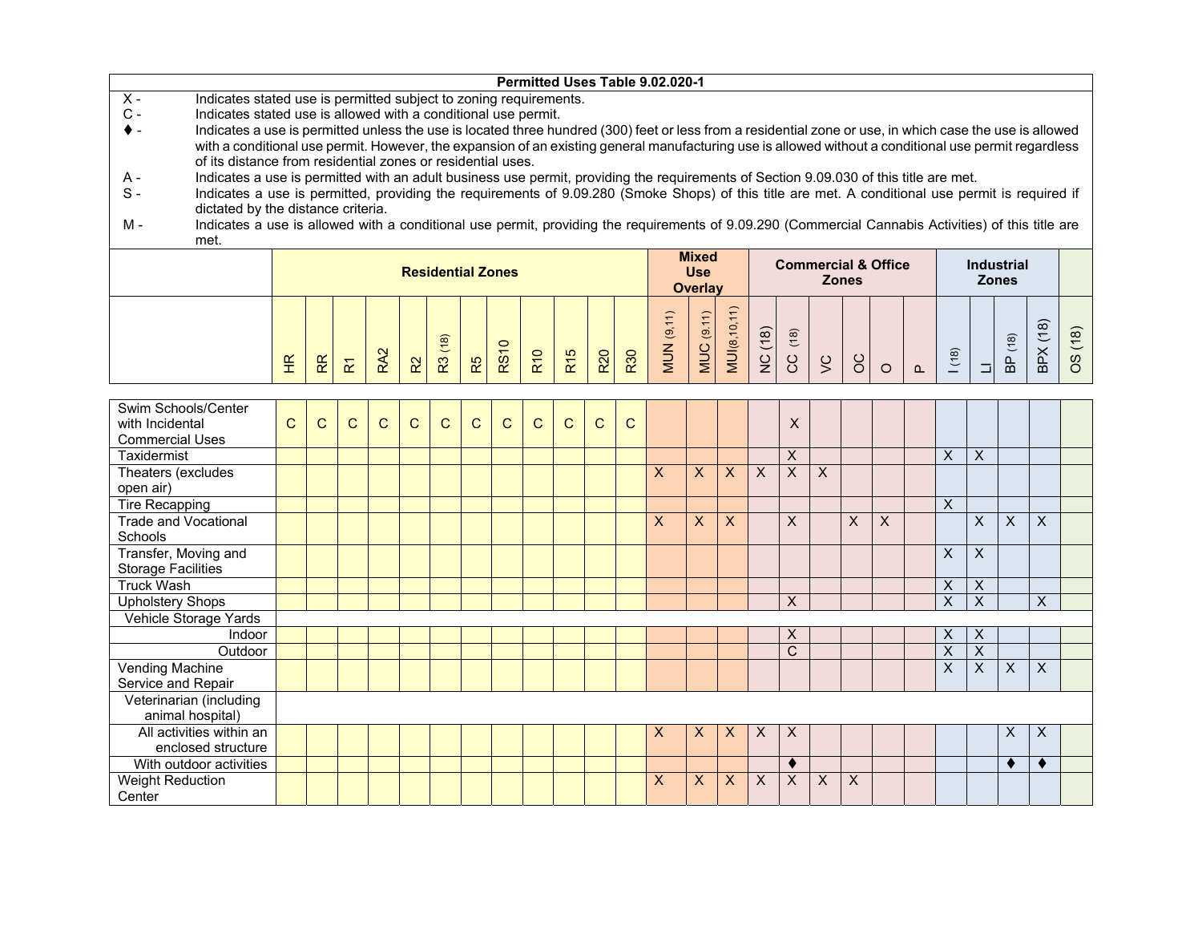**Permitted Uses Table 9.02.020-1**

X - Indicates stated use is permitted subject to zoning requirements.
C - Indicates stated use is allowed with a conditional use permit.
♦ - Indicates a use is permitted unless the use is located three hundred (300) feet or less from a residential zone or use, in which case the use is allowed with a conditional use permit. However, the expansion of an existing general manufacturing use is allowed without a conditional use permit regardless of its distance from residential zones or residential uses.
A - Indicates a use is permitted with an adult business use permit, providing the requirements of Section 9.09.030 of this title are met.
S - Indicates a use is permitted, providing the requirements of 9.09.280 (Smoke Shops) of this title are met. A conditional use permit is required if dictated by the distance criteria.
M - Indicates a use is allowed with a conditional use permit, providing the requirements of 9.09.290 (Commercial Cannabis Activities) of this title are met.

| | Residential Zones | | | | | | | | | | | | Mixed Use Overlay | | | Commercial & Office Zones | | | | | | Industrial Zones | | | | |
|---|---|---|---|---|---|---|---|---|---|---|---|---|---|---|---|---|---|---|---|---|---|---|---|---|---|---|
| | HR | RR | R1 | RA2 | R2 | R3 (18) | R5 | RS10 | R10 | R15 | R20 | R30 | MUN (9,11) | MUC (9,11) | MUI (8,10,11) | NC (18) | CC (18) | VC | OC | O | P | I (18) | LI | BP (18) | BPX (18) | OS (18) |
| Swim Schools/Center with Incidental Commercial Uses | C | C | C | C | C | C | C | C | C | C | C | C | | | | | X | | | | | | | | | |
| Taxidermist | | | | | | | | | | | | | | | | | X | | | | | X | X | | | |
| Theaters (excludes open air) | | | | | | | | | | | | | X | X | X | X | X | X | | | | | | | | |
| Tire Recapping | | | | | | | | | | | | | | | | | | | | | | X | | | | |
| Trade and Vocational Schools | | | | | | | | | | | | | X | X | X | | X | | X | X | | | X | X | X | |
| Transfer, Moving and Storage Facilities | | | | | | | | | | | | | | | | | | | | | | X | X | | | |
| Truck Wash | | | | | | | | | | | | | | | | | | | | | | X | X | | | |
| Upholstery Shops | | | | | | | | | | | | | | | | | X | | | | | X | X | | X | |
| Vehicle Storage Yards | | | | | | | | | | | | | | | | | | | | | | | | | | |
| Indoor | | | | | | | | | | | | | | | | | X | | | | | X | X | | | |
| Outdoor | | | | | | | | | | | | | | | | | C | | | | | X | X | | | |
| Vending Machine Service and Repair | | | | | | | | | | | | | | | | | | | | | | X | X | X | X | |
| Veterinarian (including animal hospital) | | | | | | | | | | | | | | | | | | | | | | | | | | |
| All activities within an enclosed structure | | | | | | | | | | | | | X | X | X | X | X | | | | | | | X | X | |
| With outdoor activities | | | | | | | | | | | | | | | | | ♦ | | | | | | | ♦ | ♦ | |
| Weight Reduction Center | | | | | | | | | | | | | X | X | X | X | X | X | X | | | | | | | |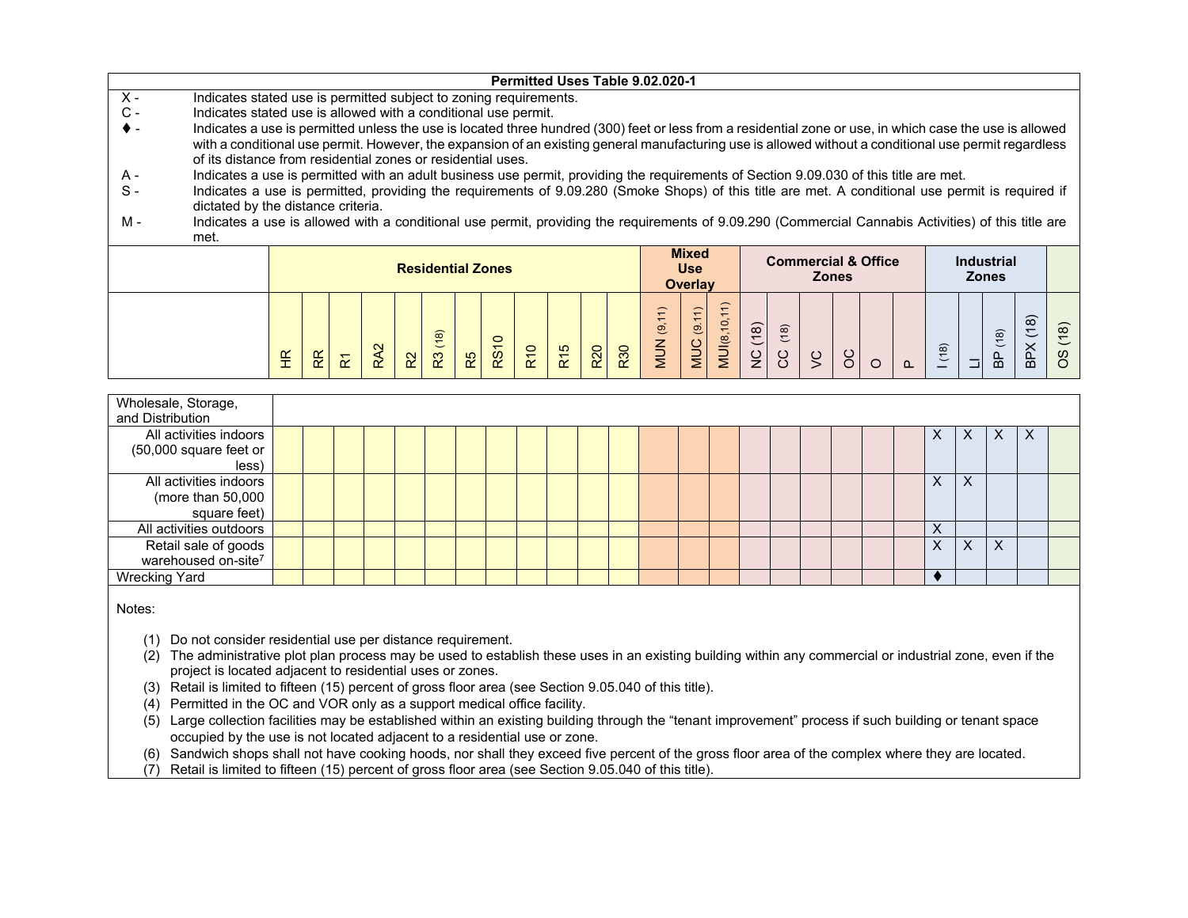| Permitted Uses Table 9.02.020-1 | | | | | | | | | | | | | | | | | | | | | | | | | | |
|---|---|---|---|---|---|---|---|---|---|---|---|---|---|---|---|---|---|---|---|---|---|---|---|---|---|---|

X - Indicates stated use is permitted subject to zoning requirements.
C - Indicates stated use is allowed with a conditional use permit.
♦ - Indicates a use is permitted unless the use is located three hundred (300) feet or less from a residential zone or use, in which case the use is allowed with a conditional use permit. However, the expansion of an existing general manufacturing use is allowed without a conditional use permit regardless of its distance from residential zones or residential uses.
A - Indicates a use is permitted with an adult business use permit, providing the requirements of Section 9.09.030 of this title are met.
S - Indicates a use is permitted, providing the requirements of 9.09.280 (Smoke Shops) of this title are met. A conditional use permit is required if dictated by the distance criteria.
M - Indicates a use is allowed with a conditional use permit, providing the requirements of 9.09.290 (Commercial Cannabis Activities) of this title are met.

| | Residential Zones | | | | | | | | | | | | Mixed Use Overlay | | | Commercial & Office Zones | | | | | | Industrial Zones | | | | |
|---|---|---|---|---|---|---|---|---|---|---|---|---|---|---|---|---|---|---|---|---|---|---|---|---|---|---|
| | HR | RR | R1 | RA2 | R2 | R3 (18) | R5 | RS10 | R10 | R15 | R20 | R30 | MUN (9,11) | MUC (9,11) | MUI (8,10,11) | NC (18) | CC (18) | VC | OC | O | P | I (18) | LI | BP (18) | BPX (18) | OS (18) |
| Wholesale, Storage, and Distribution | | | | | | | | | | | | | | | | | | | | | | | | | | |
| All activities indoors (50,000 square feet or less) | | | | | | | | | | | | | | | | | | | | | | X | X | X | X | |
| All activities indoors (more than 50,000 square feet) | | | | | | | | | | | | | | | | | | | | | | X | X | | | |
| All activities outdoors | | | | | | | | | | | | | | | | | | | | | | X | | | | |
| Retail sale of goods warehoused on-site[7] | | | | | | | | | | | | | | | | | | | | | | X | X | X | | |
| Wrecking Yard | | | | | | | | | | | | | | | | | | | | | | ♦ | | | | |

Notes:

1. Do not consider residential use per distance requirement.
2. The administrative plot plan process may be used to establish these uses in an existing building within any commercial or industrial zone, even if the project is located adjacent to residential uses or zones.
3. Retail is limited to fifteen (15) percent of gross floor area (see Section 9.05.040 of this title).
4. Permitted in the OC and VOR only as a support medical office facility.
5. Large collection facilities may be established within an existing building through the "tenant improvement" process if such building or tenant space occupied by the use is not located adjacent to a residential use or zone.
6. Sandwich shops shall not have cooking hoods, nor shall they exceed five percent of the gross floor area of the complex where they are located.
7. Retail is limited to fifteen (15) percent of gross floor area (see Section 9.05.040 of this title).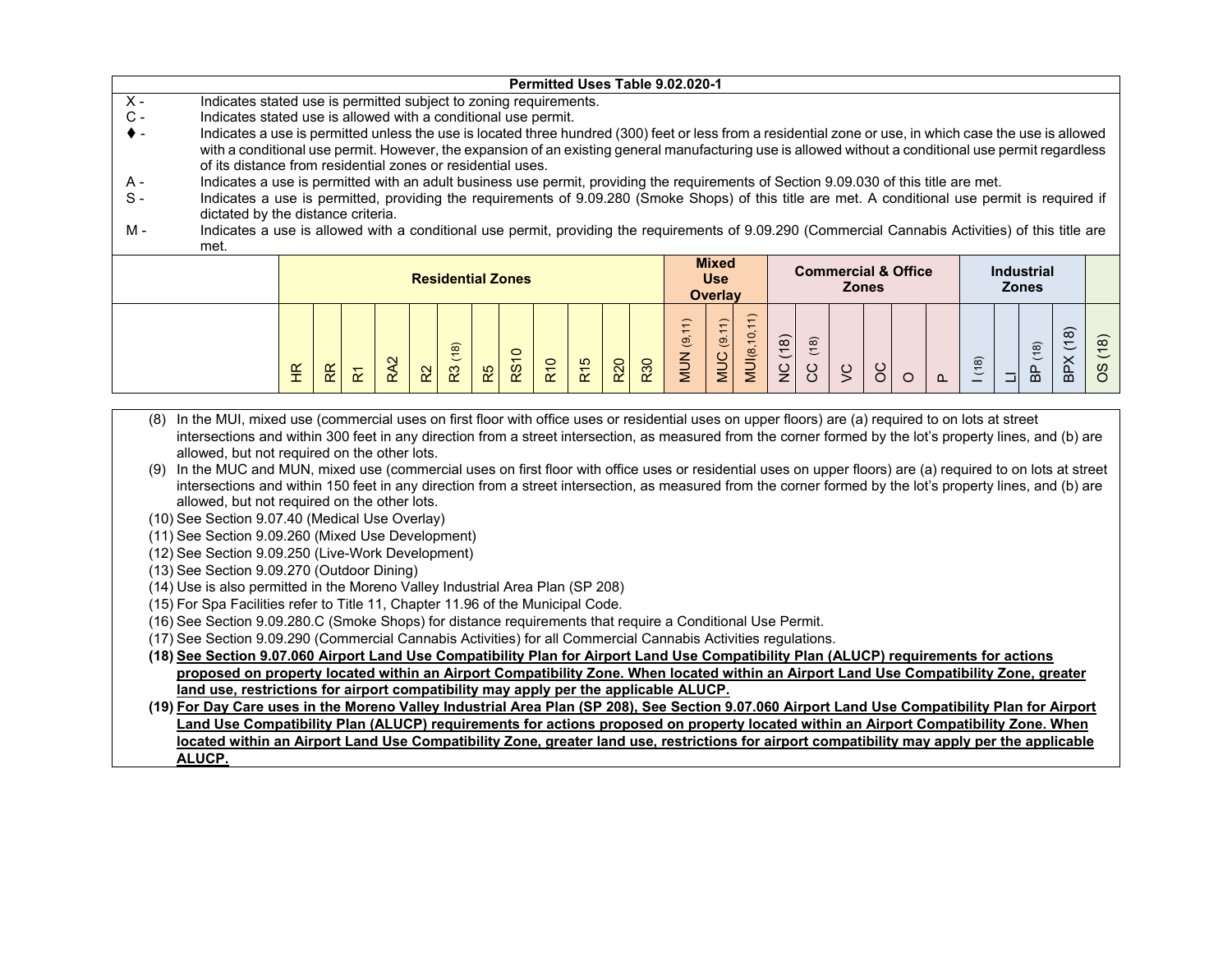| Permitted Uses Table 9.02.020-1 | |
|---|---|
| X - | Indicates stated use is permitted subject to zoning requirements. |
| C - | Indicates stated use is allowed with a conditional use permit. |
| ♦ - | Indicates a use is permitted unless the use is located three hundred (300) feet or less from a residential zone or use, in which case the use is allowed with a conditional use permit. However, the expansion of an existing general manufacturing use is allowed without a conditional use permit regardless of its distance from residential zones or residential uses. |
| A - | Indicates a use is permitted with an adult business use permit, providing the requirements of Section 9.09.030 of this title are met. |
| S - | Indicates a use is permitted, providing the requirements of 9.09.280 (Smoke Shops) of this title are met. A conditional use permit is required if dictated by the distance criteria. |
| M - | Indicates a use is allowed with a conditional use permit, providing the requirements of 9.09.290 (Commercial Cannabis Activities) of this title are met. |

| | Residential Zones | | | | | | | | | | | | Mixed Use Overlay | | | Commercial & Office Zones | | | | | | Industrial Zones | | | | |
|---|---|---|---|---|---|---|---|---|---|---|---|---|---|---|---|---|---|---|---|---|---|---|---|---|---|---|
| | HR | RR | R1 | RA2 | R2 | R3 (18) | R5 | RS10 | R10 | R15 | R20 | R30 | MUN (9,11) | MUC (9,11) | MUI(8,10,11) | NC (18) | CC (18) | VC | OC | O | P | I (18) | LI | BP (18) | BPX (18) | OS (18) |

(8) In the MUI, mixed use (commercial uses on first floor with office uses or residential uses on upper floors) are (a) required to on lots at street intersections and within 300 feet in any direction from a street intersection, as measured from the corner formed by the lot's property lines, and (b) are allowed, but not required on the other lots.

(9) In the MUC and MUN, mixed use (commercial uses on first floor with office uses or residential uses on upper floors) are (a) required to on lots at street intersections and within 150 feet in any direction from a street intersection, as measured from the corner formed by the lot's property lines, and (b) are allowed, but not required on the other lots.

(10) See Section 9.07.40 (Medical Use Overlay)

(11) See Section 9.09.260 (Mixed Use Development)

(12) See Section 9.09.250 (Live-Work Development)

(13) See Section 9.09.270 (Outdoor Dining)

(14) Use is also permitted in the Moreno Valley Industrial Area Plan (SP 208)

(15) For Spa Facilities refer to Title 11, Chapter 11.96 of the Municipal Code.

(16) See Section 9.09.280.C (Smoke Shops) for distance requirements that require a Conditional Use Permit.

(17) See Section 9.09.290 (Commercial Cannabis Activities) for all Commercial Cannabis Activities regulations.

**(18) See Section 9.07.060 Airport Land Use Compatibility Plan for Airport Land Use Compatibility Plan (ALUCP) requirements for actions proposed on property located within an Airport Compatibility Zone. When located within an Airport Land Use Compatibility Zone, greater land use, restrictions for airport compatibility may apply per the applicable ALUCP.**

**(19) For Day Care uses in the Moreno Valley Industrial Area Plan (SP 208), See Section 9.07.060 Airport Land Use Compatibility Plan for Airport Land Use Compatibility Plan (ALUCP) requirements for actions proposed on property located within an Airport Compatibility Zone. When located within an Airport Land Use Compatibility Zone, greater land use, restrictions for airport compatibility may apply per the applicable ALUCP.**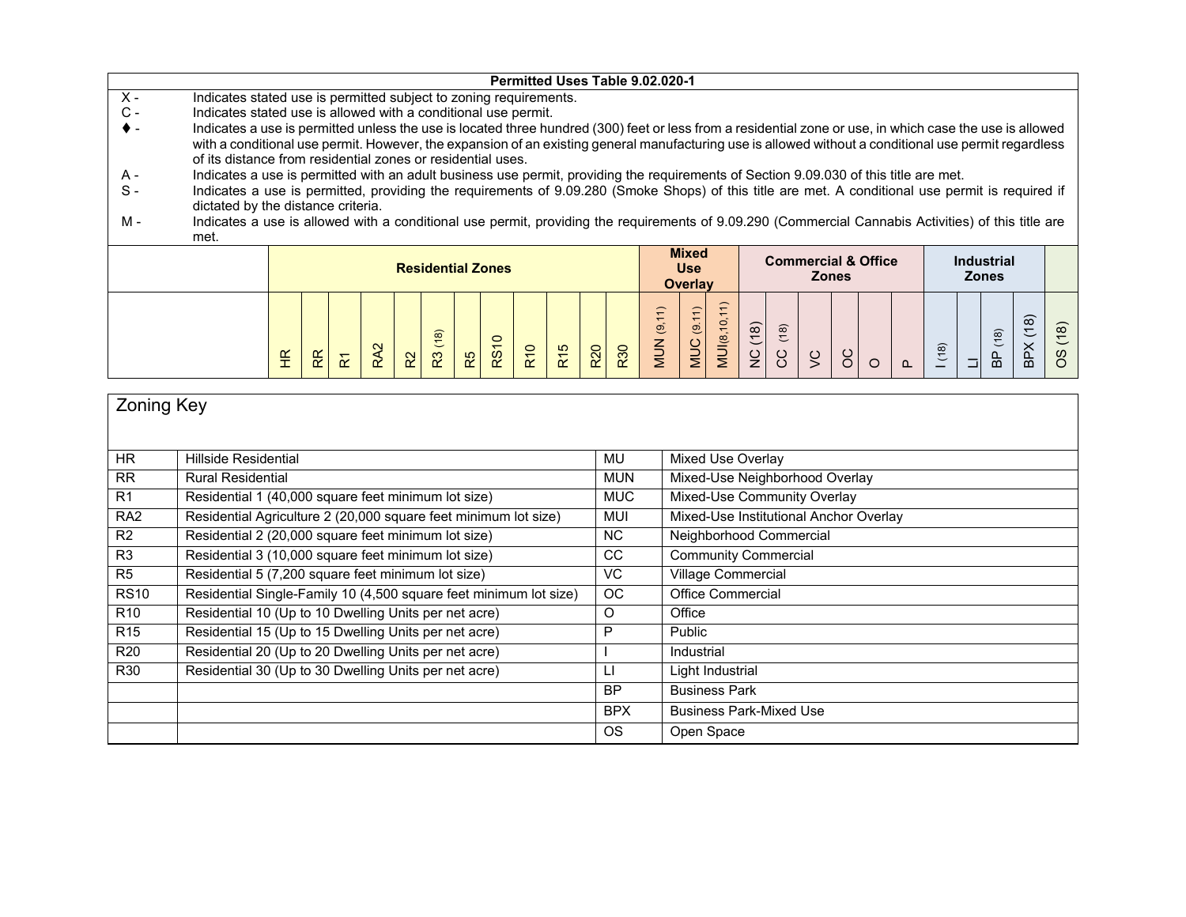| Permitted Uses Table 9.02.020-1 | |
|---|---|
| X - | Indicates stated use is permitted subject to zoning requirements. |
| C - | Indicates stated use is allowed with a conditional use permit. |
| ♦ - | Indicates a use is permitted unless the use is located three hundred (300) feet or less from a residential zone or use, in which case the use is allowed with a conditional use permit. However, the expansion of an existing general manufacturing use is allowed without a conditional use permit regardless of its distance from residential zones or residential uses. |
| A - | Indicates a use is permitted with an adult business use permit, providing the requirements of Section 9.09.030 of this title are met. |
| S - | Indicates a use is permitted, providing the requirements of 9.09.280 (Smoke Shops) of this title are met. A conditional use permit is required if dictated by the distance criteria. |
| M - | Indicates a use is allowed with a conditional use permit, providing the requirements of 9.09.290 (Commercial Cannabis Activities) of this title are met. |

| | Residential Zones | | | | | | | | | | | | Mixed Use Overlay | | | Commercial & Office Zones | | | | | | Industrial Zones | | | | |
|---|---|---|---|---|---|---|---|---|---|---|---|---|---|---|---|---|---|---|---|---|---|---|---|---|---|---|
| | HR | RR | R1 | RA2 | R2 | R3 (18) | R5 | RS10 | R10 | R15 | R20 | R30 | MUN (9,11) | MUC (9,11) | MUI(8,10,11) | NC (18) | CC (18) | VC | OC | O | P | I (18) | LI | BP (18) | BPX (18) | OS (18) |

## Zoning Key

| | | | |
|---|---|---|---|
| HR | Hillside Residential | MU | Mixed Use Overlay |
| RR | Rural Residential | MUN | Mixed-Use Neighborhood Overlay |
| R1 | Residential 1 (40,000 square feet minimum lot size) | MUC | Mixed-Use Community Overlay |
| RA2 | Residential Agriculture 2 (20,000 square feet minimum lot size) | MUI | Mixed-Use Institutional Anchor Overlay |
| R2 | Residential 2 (20,000 square feet minimum lot size) | NC | Neighborhood Commercial |
| R3 | Residential 3 (10,000 square feet minimum lot size) | CC | Community Commercial |
| R5 | Residential 5 (7,200 square feet minimum lot size) | VC | Village Commercial |
| RS10 | Residential Single-Family 10 (4,500 square feet minimum lot size) | OC | Office Commercial |
| R10 | Residential 10 (Up to 10 Dwelling Units per net acre) | O | Office |
| R15 | Residential 15 (Up to 15 Dwelling Units per net acre) | P | Public |
| R20 | Residential 20 (Up to 20 Dwelling Units per net acre) | I | Industrial |
| R30 | Residential 30 (Up to 30 Dwelling Units per net acre) | LI | Light Industrial |
| | | BP | Business Park |
| | | BPX | Business Park-Mixed Use |
| | | OS | Open Space |